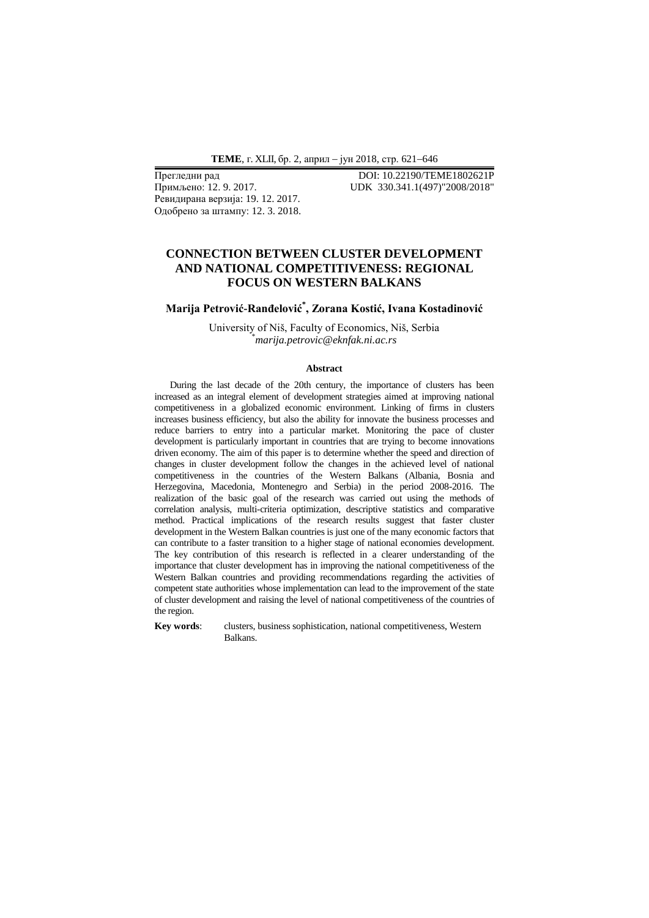Прегледни рад DOI: 10.22190/TEME1802621P

Примљено: 12. 9. 2017. UDK 330.341.1(497)"2008/2018"

Ревидирана верзија: 19. 12. 2017.

Одобрено за штампу: 12. 3. 2018.

# CONNECTION BETWEEN CLUSTER DEVELOPMENT AND NATIONAL COMPETITIVENESS: REGIONAL FOCUS ON WESTERN BALKANS

**Marija Petrović-Ranđelović[*], Zorana Kostić, Ivana Kostadinović**

University of Niš, Faculty of Economics, Niš, Serbia

[*]*marija.petrovic@eknfak.ni.ac.rs*

### Abstract

During the last decade of the 20th century, the importance of clusters has been increased as an integral element of development strategies aimed at improving national competitiveness in a globalized economic environment. Linking of firms in clusters increases business efficiency, but also the ability for innovate the business processes and reduce barriers to entry into a particular market. Monitoring the pace of cluster development is particularly important in countries that are trying to become innovations driven economy. The aim of this paper is to determine whether the speed and direction of changes in cluster development follow the changes in the achieved level of national competitiveness in the countries of the Western Balkans (Albania, Bosnia and Herzegovina, Macedonia, Montenegro and Serbia) in the period 2008-2016. The realization of the basic goal of the research was carried out using the methods of correlation analysis, multi-criteria optimization, descriptive statistics and comparative method. Practical implications of the research results suggest that faster cluster development in the Western Balkan countries is just one of the many economic factors that can contribute to a faster transition to a higher stage of national economies development. The key contribution of this research is reflected in a clearer understanding of the importance that cluster development has in improving the national competitiveness of the Western Balkan countries and providing recommendations regarding the activities of competent state authorities whose implementation can lead to the improvement of the state of cluster development and raising the level of national competitiveness of the countries of the region.

**Key words**: clusters, business sophistication, national competitiveness, Western Balkans.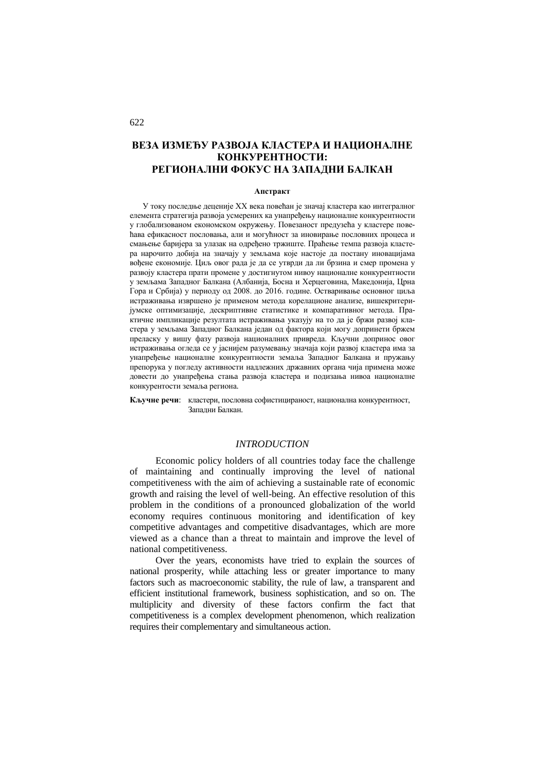# ВЕЗА ИЗМЕЂУ РАЗВОЈА КЛАСТЕРА И НАЦИОНАЛНЕ КОНКУРЕНТНОСТИ: РЕГИОНАЛНИ ФОКУС НА ЗАПАДНИ БАЛКАН

**Апстракт**

У току последње деценије XX века повећан је значај кластера као интегралног елемента стратегија развоја усмерених ка унапређењу националне конкурентности у глобализованом економском окружењу. Повезаност предузећа у кластере повећава ефикасност пословања, али и могућност за иновирање пословних процеса и смањење баријера за улазак на одређено тржиште. Праћење темпа развоја кластера нарочито добија на значају у земљама које настоје да постану иновацијама вођене економије. Циљ овог рада је да се утврди да ли брзина и смер промена у развоју кластера прати промене у достигнутом нивоу националне конкурентности у земљама Западног Балкана (Албанија, Босна и Херцеговина, Македонија, Црна Гора и Србија) у периоду од 2008. до 2016. године. Остваривање основног циља истраживања извршено је применом метода корелационе анализе, вишекритеријумске оптимизације, дескриптивне статистике и компаративног метода. Практичне импликације резултата истраживања указују на то да је бржи развој кластера у земљама Западног Балкана један од фактора који могу допринети бржем преласку у вишу фазу развоја националних привреда. Кључни допринос овог истраживања огледа се у јаснијем разумевању значаја који развој кластера има за унапређење националне конкурентности земаља Западног Балкана и пружању препорука у погледу активности надлежних државних органа чија примена може довести до унапређења стања развоја кластера и подизања нивоа националне конкурентости земаља региона.

**Кључне речи**: кластери, пословна софистицираност, национална конкурентност, Западни Балкан.

## *INTRODUCTION*

Economic policy holders of all countries today face the challenge of maintaining and continually improving the level of national competitiveness with the aim of achieving a sustainable rate of economic growth and raising the level of well-being. An effective resolution of this problem in the conditions of a pronounced globalization of the world economy requires continuous monitoring and identification of key competitive advantages and competitive disadvantages, which are more viewed as a chance than a threat to maintain and improve the level of national competitiveness.

Over the years, economists have tried to explain the sources of national prosperity, while attaching less or greater importance to many factors such as macroeconomic stability, the rule of law, a transparent and efficient institutional framework, business sophistication, and so on. The multiplicity and diversity of these factors confirm the fact that competitiveness is a complex development phenomenon, which realization requires their complementary and simultaneous action.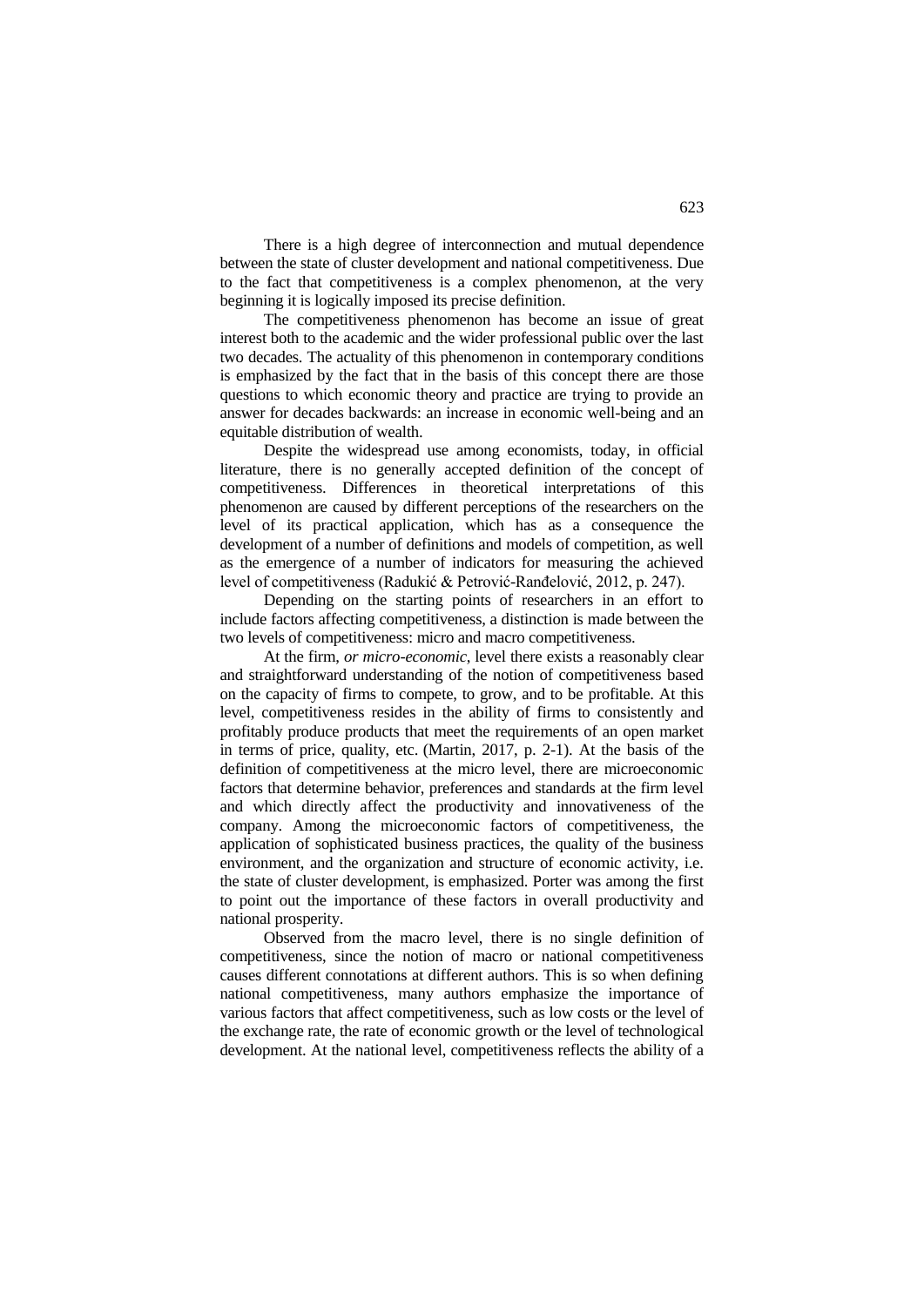There is a high degree of interconnection and mutual dependence between the state of cluster development and national competitiveness. Due to the fact that competitiveness is a complex phenomenon, at the very beginning it is logically imposed its precise definition.

The competitiveness phenomenon has become an issue of great interest both to the academic and the wider professional public over the last two decades. The actuality of this phenomenon in contemporary conditions is emphasized by the fact that in the basis of this concept there are those questions to which economic theory and practice are trying to provide an answer for decades backwards: an increase in economic well-being and an equitable distribution of wealth.

Despite the widespread use among economists, today, in official literature, there is no generally accepted definition of the concept of competitiveness. Differences in theoretical interpretations of this phenomenon are caused by different perceptions of the researchers on the level of its practical application, which has as a consequence the development of a number of definitions and models of competition, as well as the emergence of a number of indicators for measuring the achieved level of competitiveness (Radukić & Petrović-Ranđelović, 2012, p. 247).

Depending on the starting points of researchers in an effort to include factors affecting competitiveness, a distinction is made between the two levels of competitiveness: micro and macro competitiveness.

At the firm, *or micro-economic*, level there exists a reasonably clear and straightforward understanding of the notion of competitiveness based on the capacity of firms to compete, to grow, and to be profitable. At this level, competitiveness resides in the ability of firms to consistently and profitably produce products that meet the requirements of an open market in terms of price, quality, etc. (Martin, 2017, p. 2-1). At the basis of the definition of competitiveness at the micro level, there are microeconomic factors that determine behavior, preferences and standards at the firm level and which directly affect the productivity and innovativeness of the company. Among the microeconomic factors of competitiveness, the application of sophisticated business practices, the quality of the business environment, and the organization and structure of economic activity, i.e. the state of cluster development, is emphasized. Porter was among the first to point out the importance of these factors in overall productivity and national prosperity.

Observed from the macro level, there is no single definition of competitiveness, since the notion of macro or national competitiveness causes different connotations at different authors. This is so when defining national competitiveness, many authors emphasize the importance of various factors that affect competitiveness, such as low costs or the level of the exchange rate, the rate of economic growth or the level of technological development. At the national level, competitiveness reflects the ability of a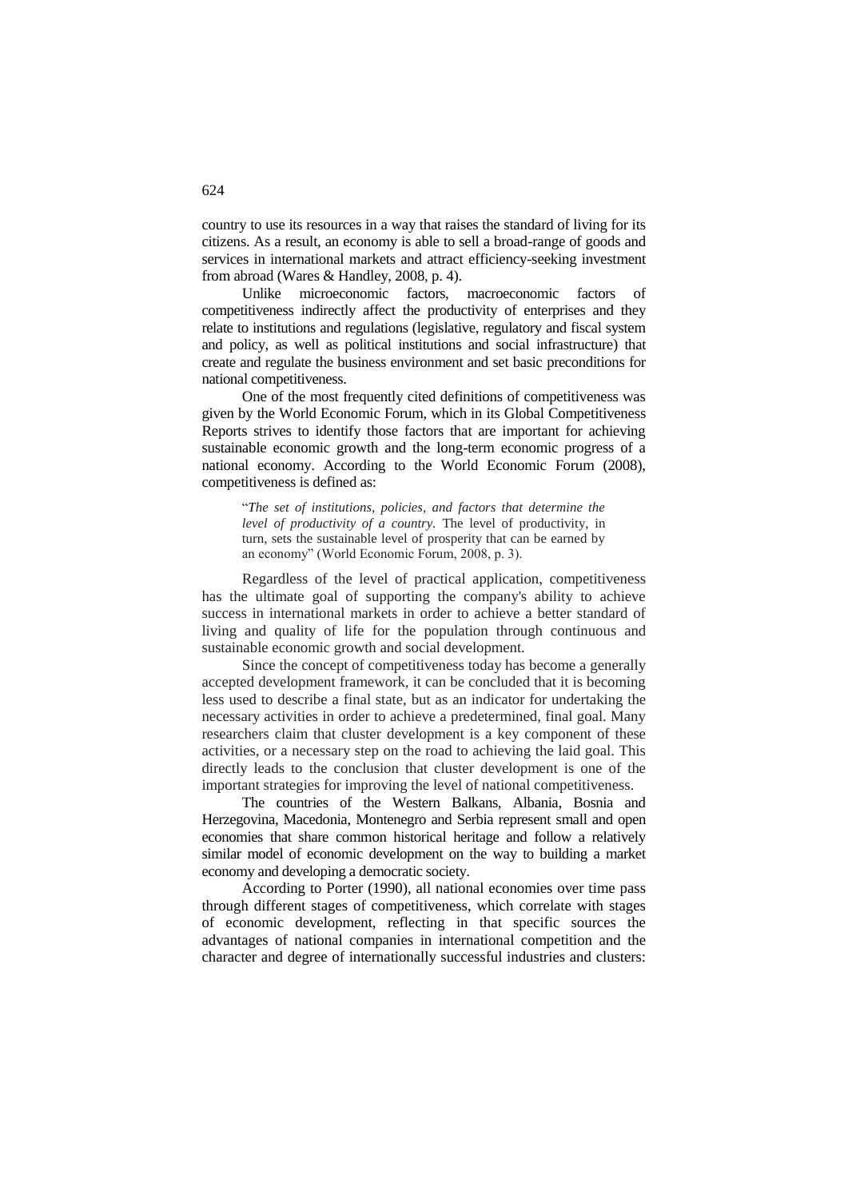country to use its resources in a way that raises the standard of living for its citizens. As a result, an economy is able to sell a broad-range of goods and services in international markets and attract efficiency-seeking investment from abroad (Wares & Handley, 2008, p. 4).

Unlike microeconomic factors, macroeconomic factors of competitiveness indirectly affect the productivity of enterprises and they relate to institutions and regulations (legislative, regulatory and fiscal system and policy, as well as political institutions and social infrastructure) that create and regulate the business environment and set basic preconditions for national competitiveness.

One of the most frequently cited definitions of competitiveness was given by the World Economic Forum, which in its Global Competitiveness Reports strives to identify those factors that are important for achieving sustainable economic growth and the long-term economic progress of a national economy. According to the World Economic Forum (2008), competitiveness is defined as:

> "*The set of institutions, policies, and factors that determine the level of productivity of a country.* The level of productivity, in turn, sets the sustainable level of prosperity that can be earned by an economy" (World Economic Forum, 2008, p. 3).

Regardless of the level of practical application, competitiveness has the ultimate goal of supporting the company's ability to achieve success in international markets in order to achieve a better standard of living and quality of life for the population through continuous and sustainable economic growth and social development.

Since the concept of competitiveness today has become a generally accepted development framework, it can be concluded that it is becoming less used to describe a final state, but as an indicator for undertaking the necessary activities in order to achieve a predetermined, final goal. Many researchers claim that cluster development is a key component of these activities, or a necessary step on the road to achieving the laid goal. This directly leads to the conclusion that cluster development is one of the important strategies for improving the level of national competitiveness.

The countries of the Western Balkans, Albania, Bosnia and Herzegovina, Macedonia, Montenegro and Serbia represent small and open economies that share common historical heritage and follow a relatively similar model of economic development on the way to building a market economy and developing a democratic society.

According to Porter (1990), all national economies over time pass through different stages of competitiveness, which correlate with stages of economic development, reflecting in that specific sources the advantages of national companies in international competition and the character and degree of internationally successful industries and clusters: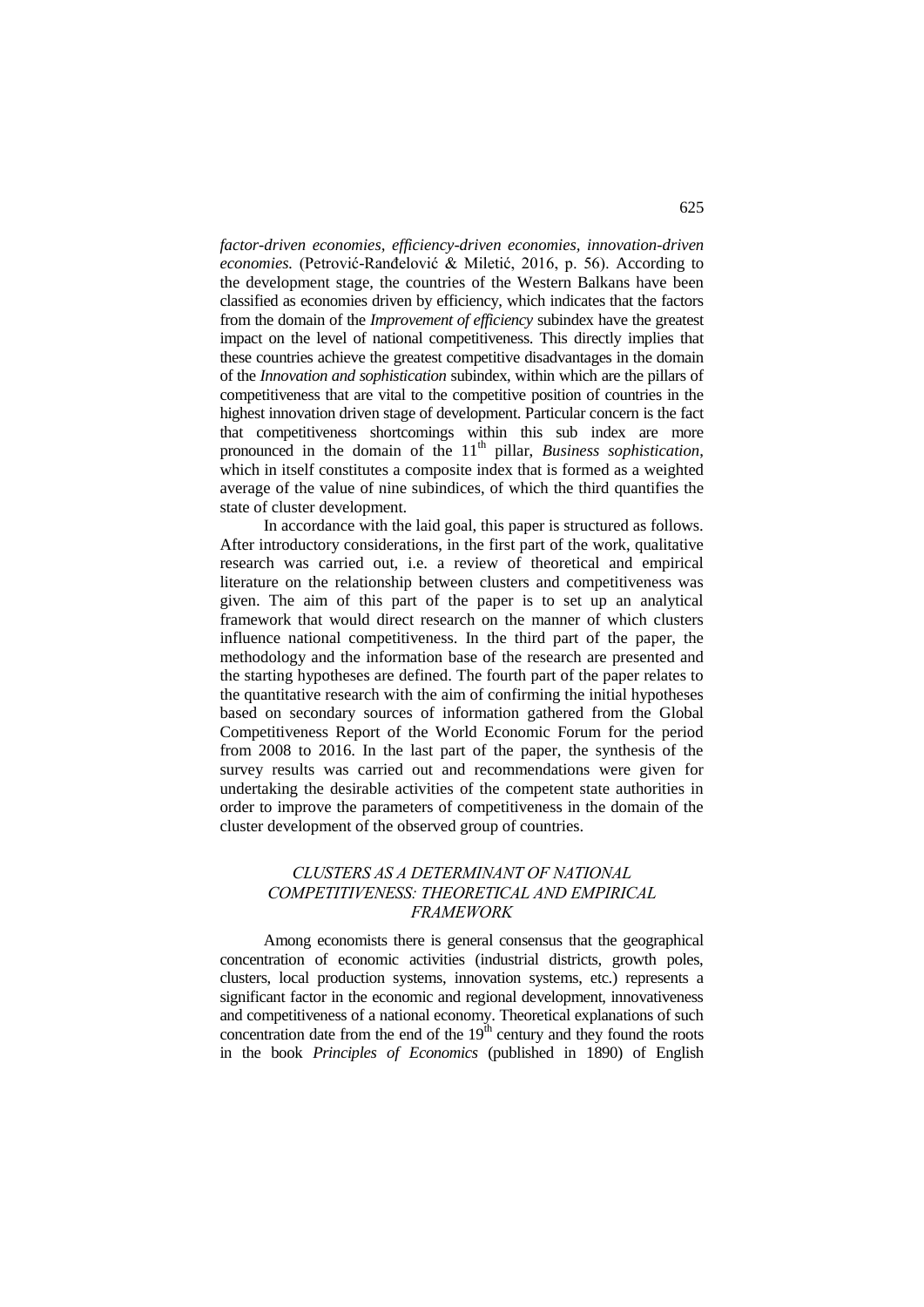*factor-driven economies*, *efficiency-driven economies*, *innovation-driven economies*. (Petrović-Ranđelović & Miletić, 2016, p. 56). According to the development stage, the countries of the Western Balkans have been classified as economies driven by efficiency, which indicates that the factors from the domain of the *Improvement of efficiency* subindex have the greatest impact on the level of national competitiveness. This directly implies that these countries achieve the greatest competitive disadvantages in the domain of the *Innovation and sophistication* subindex, within which are the pillars of competitiveness that are vital to the competitive position of countries in the highest innovation driven stage of development. Particular concern is the fact that competitiveness shortcomings within this sub index are more pronounced in the domain of the 11th pillar, *Business sophistication*, which in itself constitutes a composite index that is formed as a weighted average of the value of nine subindices, of which the third quantifies the state of cluster development.

In accordance with the laid goal, this paper is structured as follows. After introductory considerations, in the first part of the work, qualitative research was carried out, i.e. a review of theoretical and empirical literature on the relationship between clusters and competitiveness was given. The aim of this part of the paper is to set up an analytical framework that would direct research on the manner of which clusters influence national competitiveness. In the third part of the paper, the methodology and the information base of the research are presented and the starting hypotheses are defined. The fourth part of the paper relates to the quantitative research with the aim of confirming the initial hypotheses based on secondary sources of information gathered from the Global Competitiveness Report of the World Economic Forum for the period from 2008 to 2016. In the last part of the paper, the synthesis of the survey results was carried out and recommendations were given for undertaking the desirable activities of the competent state authorities in order to improve the parameters of competitiveness in the domain of the cluster development of the observed group of countries.

## *CLUSTERS AS A DETERMINANT OF NATIONAL COMPETITIVENESS: THEORETICAL AND EMPIRICAL FRAMEWORK*

Among economists there is general consensus that the geographical concentration of economic activities (industrial districts, growth poles, clusters, local production systems, innovation systems, etc.) represents a significant factor in the economic and regional development, innovativeness and competitiveness of a national economy. Theoretical explanations of such concentration date from the end of the 19th century and they found the roots in the book *Principles of Economics* (published in 1890) of English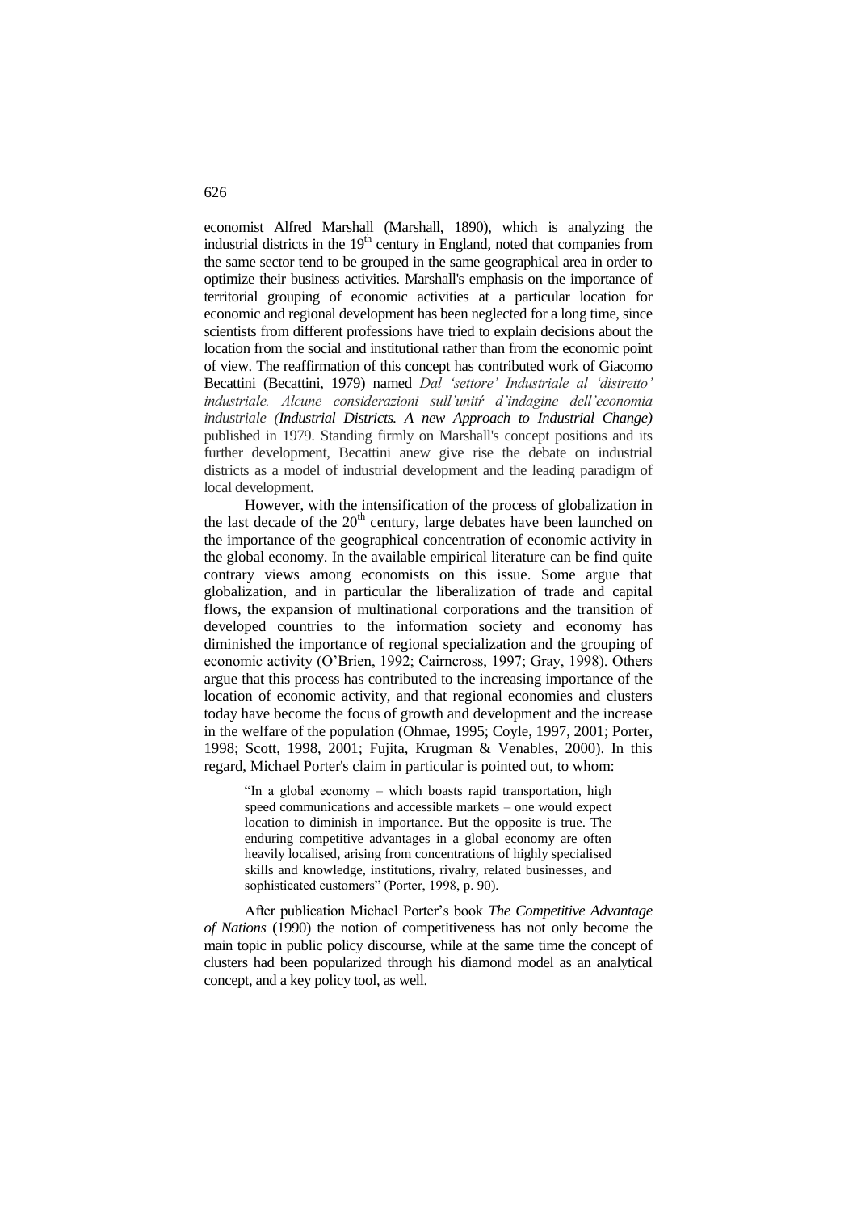economist Alfred Marshall (Marshall, 1890), which is analyzing the industrial districts in the 19th century in England, noted that companies from the same sector tend to be grouped in the same geographical area in order to optimize their business activities. Marshall's emphasis on the importance of territorial grouping of economic activities at a particular location for economic and regional development has been neglected for a long time, since scientists from different professions have tried to explain decisions about the location from the social and institutional rather than from the economic point of view. The reaffirmation of this concept has contributed work of Giacomo Becattini (Becattini, 1979) named *Dal 'settore' Industriale al 'distretto' industriale. Alcune considerazioni sull'unitŕ d'indagine dell'economia industriale (Industrial Districts. A new Approach to Industrial Change)* published in 1979. Standing firmly on Marshall's concept positions and its further development, Becattini anew give rise the debate on industrial districts as a model of industrial development and the leading paradigm of local development.

However, with the intensification of the process of globalization in the last decade of the 20th century, large debates have been launched on the importance of the geographical concentration of economic activity in the global economy. In the available empirical literature can be find quite contrary views among economists on this issue. Some argue that globalization, and in particular the liberalization of trade and capital flows, the expansion of multinational corporations and the transition of developed countries to the information society and economy has diminished the importance of regional specialization and the grouping of economic activity (O'Brien, 1992; Cairncross, 1997; Gray, 1998). Others argue that this process has contributed to the increasing importance of the location of economic activity, and that regional economies and clusters today have become the focus of growth and development and the increase in the welfare of the population (Ohmae, 1995; Coyle, 1997, 2001; Porter, 1998; Scott, 1998, 2001; Fujita, Krugman & Venables, 2000). In this regard, Michael Porter's claim in particular is pointed out, to whom:

> "In a global economy – which boasts rapid transportation, high speed communications and accessible markets – one would expect location to diminish in importance. But the opposite is true. The enduring competitive advantages in a global economy are often heavily localised, arising from concentrations of highly specialised skills and knowledge, institutions, rivalry, related businesses, and sophisticated customers" (Porter, 1998, p. 90).

After publication Michael Porter's book *The Competitive Advantage of Nations* (1990) the notion of competitiveness has not only become the main topic in public policy discourse, while at the same time the concept of clusters had been popularized through his diamond model as an analytical concept, and a key policy tool, as well.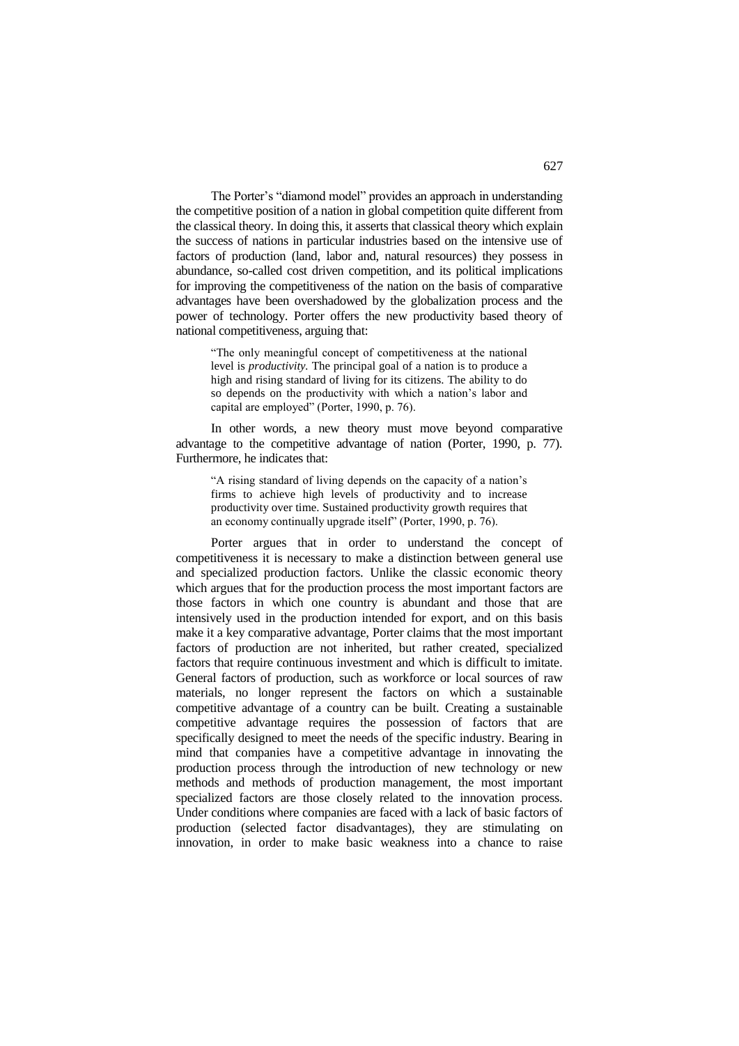The Porter's "diamond model" provides an approach in understanding the competitive position of a nation in global competition quite different from the classical theory. In doing this, it asserts that classical theory which explain the success of nations in particular industries based on the intensive use of factors of production (land, labor and, natural resources) they possess in abundance, so-called cost driven competition, and its political implications for improving the competitiveness of the nation on the basis of comparative advantages have been overshadowed by the globalization process and the power of technology. Porter offers the new productivity based theory of national competitiveness, arguing that:

> "The only meaningful concept of competitiveness at the national level is *productivity.* The principal goal of a nation is to produce a high and rising standard of living for its citizens. The ability to do so depends on the productivity with which a nation's labor and capital are employed" (Porter, 1990, p. 76).

In other words, a new theory must move beyond comparative advantage to the competitive advantage of nation (Porter, 1990, p. 77). Furthermore, he indicates that:

> "A rising standard of living depends on the capacity of a nation's firms to achieve high levels of productivity and to increase productivity over time. Sustained productivity growth requires that an economy continually upgrade itself" (Porter, 1990, p. 76).

Porter argues that in order to understand the concept of competitiveness it is necessary to make a distinction between general use and specialized production factors. Unlike the classic economic theory which argues that for the production process the most important factors are those factors in which one country is abundant and those that are intensively used in the production intended for export, and on this basis make it a key comparative advantage, Porter claims that the most important factors of production are not inherited, but rather created, specialized factors that require continuous investment and which is difficult to imitate. General factors of production, such as workforce or local sources of raw materials, no longer represent the factors on which a sustainable competitive advantage of a country can be built. Creating a sustainable competitive advantage requires the possession of factors that are specifically designed to meet the needs of the specific industry. Bearing in mind that companies have a competitive advantage in innovating the production process through the introduction of new technology or new methods and methods of production management, the most important specialized factors are those closely related to the innovation process. Under conditions where companies are faced with a lack of basic factors of production (selected factor disadvantages), they are stimulating on innovation, in order to make basic weakness into a chance to raise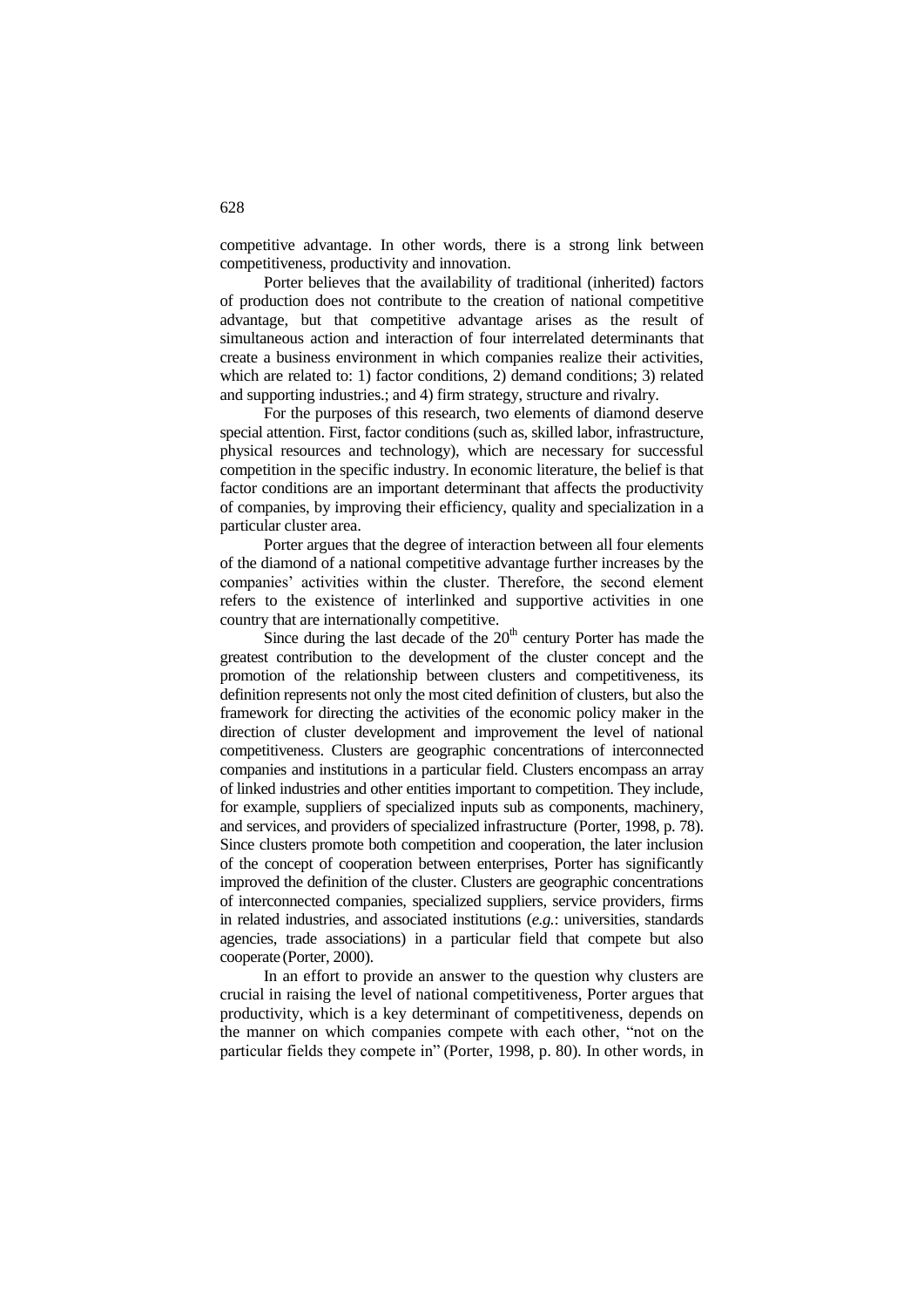competitive advantage. In other words, there is a strong link between competitiveness, productivity and innovation.

Porter believes that the availability of traditional (inherited) factors of production does not contribute to the creation of national competitive advantage, but that competitive advantage arises as the result of simultaneous action and interaction of four interrelated determinants that create a business environment in which companies realize their activities, which are related to: 1) factor conditions, 2) demand conditions; 3) related and supporting industries.; and 4) firm strategy, structure and rivalry.

For the purposes of this research, two elements of diamond deserve special attention. First, factor conditions (such as, skilled labor, infrastructure, physical resources and technology), which are necessary for successful competition in the specific industry. In economic literature, the belief is that factor conditions are an important determinant that affects the productivity of companies, by improving their efficiency, quality and specialization in a particular cluster area.

Porter argues that the degree of interaction between all four elements of the diamond of a national competitive advantage further increases by the companies' activities within the cluster. Therefore, the second element refers to the existence of interlinked and supportive activities in one country that are internationally competitive.

Since during the last decade of the 20th century Porter has made the greatest contribution to the development of the cluster concept and the promotion of the relationship between clusters and competitiveness, its definition represents not only the most cited definition of clusters, but also the framework for directing the activities of the economic policy maker in the direction of cluster development and improvement the level of national competitiveness. Clusters are geographic concentrations of interconnected companies and institutions in a particular field. Clusters encompass an array of linked industries and other entities important to competition. They include, for example, suppliers of specialized inputs sub as components, machinery, and services, and providers of specialized infrastructure (Porter, 1998, p. 78). Since clusters promote both competition and cooperation, the later inclusion of the concept of cooperation between enterprises, Porter has significantly improved the definition of the cluster. Clusters are geographic concentrations of interconnected companies, specialized suppliers, service providers, firms in related industries, and associated institutions (*e.g.*: universities, standards agencies, trade associations) in a particular field that compete but also cooperate (Porter, 2000).

In an effort to provide an answer to the question why clusters are crucial in raising the level of national competitiveness, Porter argues that productivity, which is a key determinant of competitiveness, depends on the manner on which companies compete with each other, "not on the particular fields they compete in" (Porter, 1998, p. 80). In other words, in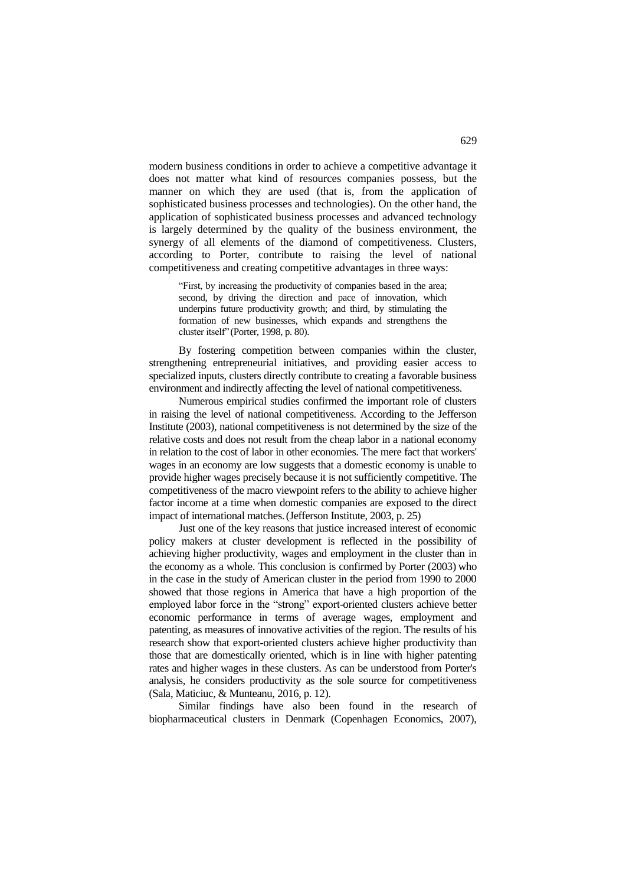modern business conditions in order to achieve a competitive advantage it does not matter what kind of resources companies possess, but the manner on which they are used (that is, from the application of sophisticated business processes and technologies). On the other hand, the application of sophisticated business processes and advanced technology is largely determined by the quality of the business environment, the synergy of all elements of the diamond of competitiveness. Clusters, according to Porter, contribute to raising the level of national competitiveness and creating competitive advantages in three ways:

> "First, by increasing the productivity of companies based in the area; second, by driving the direction and pace of innovation, which underpins future productivity growth; and third, by stimulating the formation of new businesses, which expands and strengthens the cluster itself" (Porter, 1998, p. 80).

By fostering competition between companies within the cluster, strengthening entrepreneurial initiatives, and providing easier access to specialized inputs, clusters directly contribute to creating a favorable business environment and indirectly affecting the level of national competitiveness.

Numerous empirical studies confirmed the important role of clusters in raising the level of national competitiveness. According to the Jefferson Institute (2003), national competitiveness is not determined by the size of the relative costs and does not result from the cheap labor in a national economy in relation to the cost of labor in other economies. The mere fact that workers' wages in an economy are low suggests that a domestic economy is unable to provide higher wages precisely because it is not sufficiently competitive. The competitiveness of the macro viewpoint refers to the ability to achieve higher factor income at a time when domestic companies are exposed to the direct impact of international matches. (Jefferson Institute, 2003, p. 25)

Just one of the key reasons that justice increased interest of economic policy makers at cluster development is reflected in the possibility of achieving higher productivity, wages and employment in the cluster than in the economy as a whole. This conclusion is confirmed by Porter (2003) who in the case in the study of American cluster in the period from 1990 to 2000 showed that those regions in America that have a high proportion of the employed labor force in the "strong" export-oriented clusters achieve better economic performance in terms of average wages, employment and patenting, as measures of innovative activities of the region. The results of his research show that export-oriented clusters achieve higher productivity than those that are domestically oriented, which is in line with higher patenting rates and higher wages in these clusters. As can be understood from Porter's analysis, he considers productivity as the sole source for competitiveness (Sala, Maticiuc, & Munteanu, 2016, p. 12).

Similar findings have also been found in the research of biopharmaceutical clusters in Denmark (Copenhagen Economics, 2007),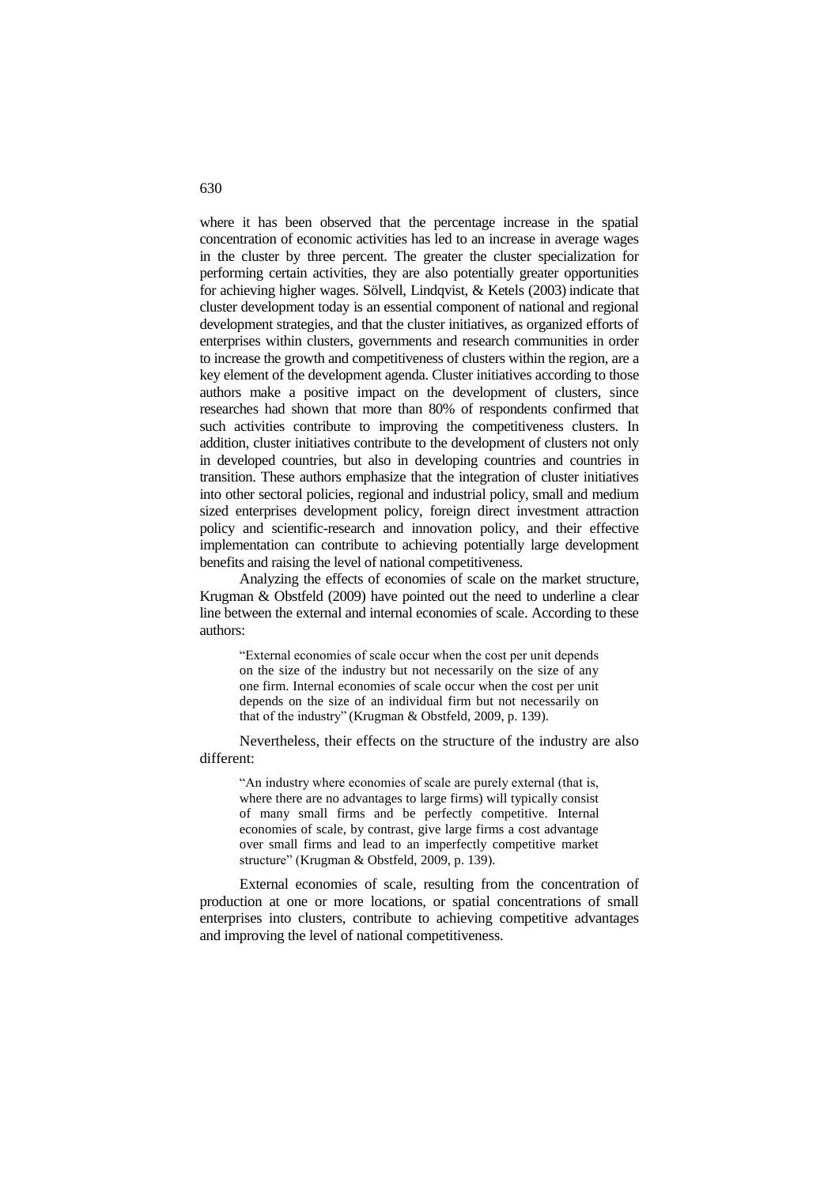where it has been observed that the percentage increase in the spatial concentration of economic activities has led to an increase in average wages in the cluster by three percent. The greater the cluster specialization for performing certain activities, they are also potentially greater opportunities for achieving higher wages. Sölvell, Lindqvist, & Ketels (2003) indicate that cluster development today is an essential component of national and regional development strategies, and that the cluster initiatives, as organized efforts of enterprises within clusters, governments and research communities in order to increase the growth and competitiveness of clusters within the region, are a key element of the development agenda. Cluster initiatives according to those authors make a positive impact on the development of clusters, since researches had shown that more than 80% of respondents confirmed that such activities contribute to improving the competitiveness clusters. In addition, cluster initiatives contribute to the development of clusters not only in developed countries, but also in developing countries and countries in transition. These authors emphasize that the integration of cluster initiatives into other sectoral policies, regional and industrial policy, small and medium sized enterprises development policy, foreign direct investment attraction policy and scientific-research and innovation policy, and their effective implementation can contribute to achieving potentially large development benefits and raising the level of national competitiveness.

Analyzing the effects of economies of scale on the market structure, Krugman & Obstfeld (2009) have pointed out the need to underline a clear line between the external and internal economies of scale. According to these authors:

> "External economies of scale occur when the cost per unit depends on the size of the industry but not necessarily on the size of any one firm. Internal economies of scale occur when the cost per unit depends on the size of an individual firm but not necessarily on that of the industry" (Krugman & Obstfeld, 2009, p. 139).

Nevertheless, their effects on the structure of the industry are also different:

> "An industry where economies of scale are purely external (that is, where there are no advantages to large firms) will typically consist of many small firms and be perfectly competitive. Internal economies of scale, by contrast, give large firms a cost advantage over small firms and lead to an imperfectly competitive market structure" (Krugman & Obstfeld, 2009, p. 139).

External economies of scale, resulting from the concentration of production at one or more locations, or spatial concentrations of small enterprises into clusters, contribute to achieving competitive advantages and improving the level of national competitiveness.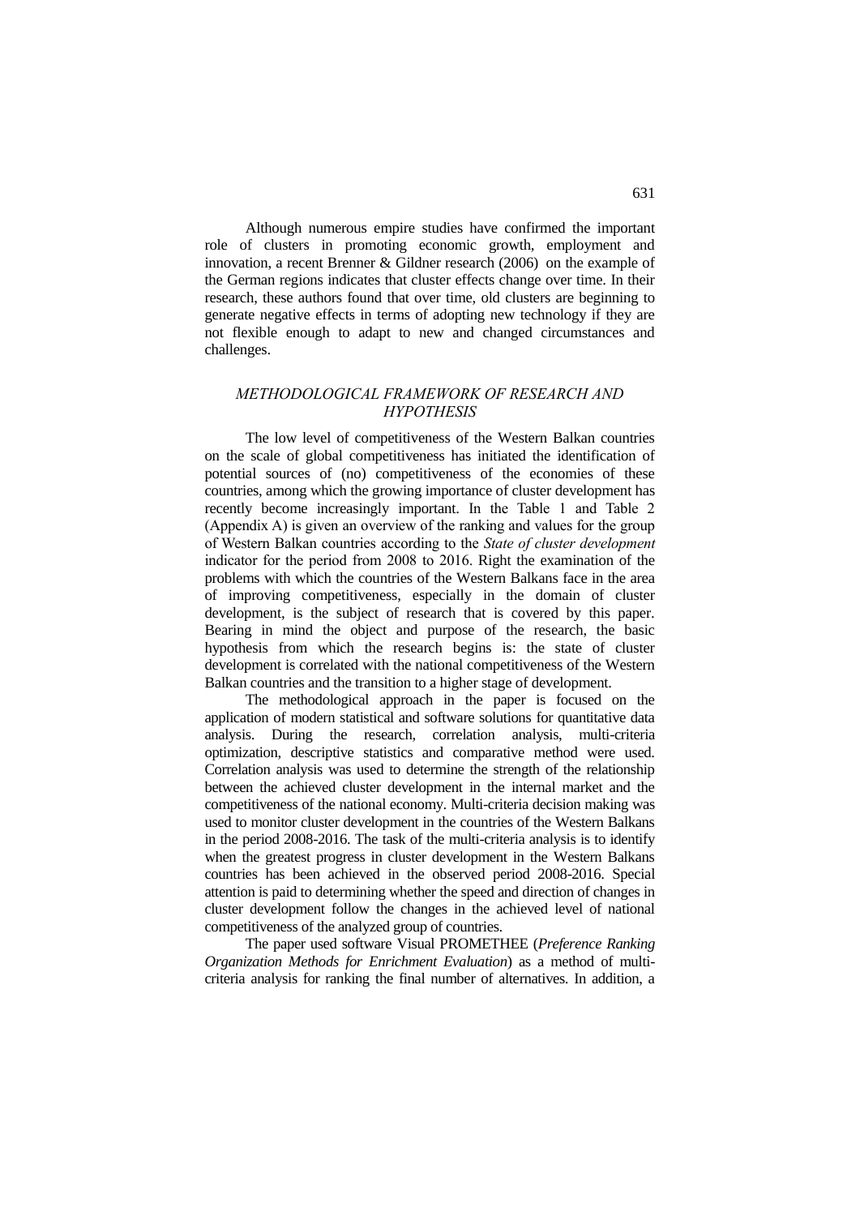Although numerous empire studies have confirmed the important role of clusters in promoting economic growth, employment and innovation, a recent Brenner & Gildner research (2006) on the example of the German regions indicates that cluster effects change over time. In their research, these authors found that over time, old clusters are beginning to generate negative effects in terms of adopting new technology if they are not flexible enough to adapt to new and changed circumstances and challenges.

## *METHODOLOGICAL FRAMEWORK OF RESEARCH AND HYPOTHESIS*

The low level of competitiveness of the Western Balkan countries on the scale of global competitiveness has initiated the identification of potential sources of (no) competitiveness of the economies of these countries, among which the growing importance of cluster development has recently become increasingly important. In the Table 1 and Table 2 (Appendix A) is given an overview of the ranking and values for the group of Western Balkan countries according to the *State of cluster development* indicator for the period from 2008 to 2016. Right the examination of the problems with which the countries of the Western Balkans face in the area of improving competitiveness, especially in the domain of cluster development, is the subject of research that is covered by this paper. Bearing in mind the object and purpose of the research, the basic hypothesis from which the research begins is: the state of cluster development is correlated with the national competitiveness of the Western Balkan countries and the transition to a higher stage of development.

The methodological approach in the paper is focused on the application of modern statistical and software solutions for quantitative data analysis. During the research, correlation analysis, multi-criteria optimization, descriptive statistics and comparative method were used. Correlation analysis was used to determine the strength of the relationship between the achieved cluster development in the internal market and the competitiveness of the national economy. Multi-criteria decision making was used to monitor cluster development in the countries of the Western Balkans in the period 2008-2016. The task of the multi-criteria analysis is to identify when the greatest progress in cluster development in the Western Balkans countries has been achieved in the observed period 2008-2016. Special attention is paid to determining whether the speed and direction of changes in cluster development follow the changes in the achieved level of national competitiveness of the analyzed group of countries.

The paper used software Visual PROMETHEE (*Preference Ranking Organization Methods for Enrichment Evaluation*) as a method of multi-criteria analysis for ranking the final number of alternatives. In addition, a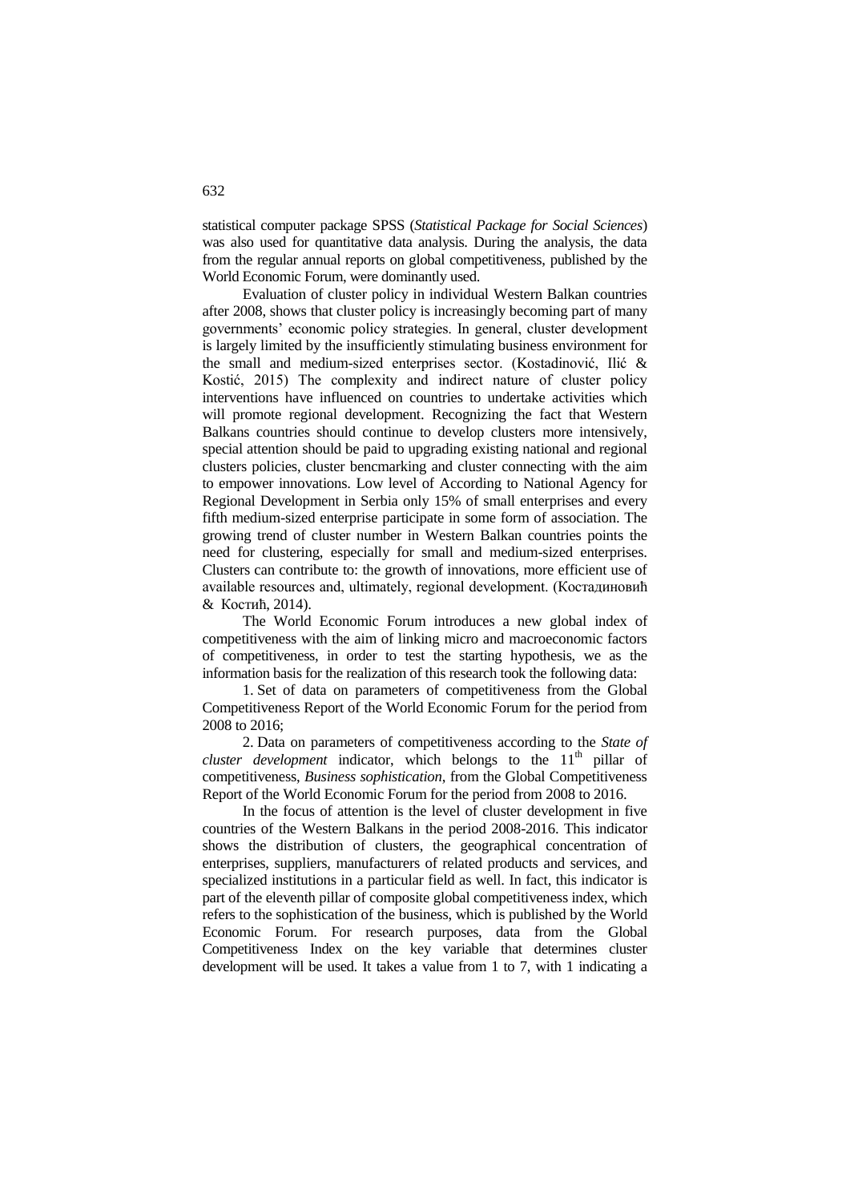statistical computer package SPSS (*Statistical Package for Social Sciences*) was also used for quantitative data analysis. During the analysis, the data from the regular annual reports on global competitiveness, published by the World Economic Forum, were dominantly used.

Evaluation of cluster policy in individual Western Balkan countries after 2008, shows that cluster policy is increasingly becoming part of many governments' economic policy strategies. In general, cluster development is largely limited by the insufficiently stimulating business environment for the small and medium-sized enterprises sector. (Kostadinović, Ilić & Kostić, 2015) The complexity and indirect nature of cluster policy interventions have influenced on countries to undertake activities which will promote regional development. Recognizing the fact that Western Balkans countries should continue to develop clusters more intensively, special attention should be paid to upgrading existing national and regional clusters policies, cluster bencmarking and cluster connecting with the aim to empower innovations. Low level of According to National Agency for Regional Development in Serbia only 15% of small enterprises and every fifth medium-sized enterprise participate in some form of association. The growing trend of cluster number in Western Balkan countries points the need for clustering, especially for small and medium-sized enterprises. Clusters can contribute to: the growth of innovations, more efficient use of available resources and, ultimately, regional development. (Костадиновић & Костић, 2014).

The World Economic Forum introduces a new global index of competitiveness with the aim of linking micro and macroeconomic factors of competitiveness, in order to test the starting hypothesis, we as the information basis for the realization of this research took the following data:

1. Set of data on parameters of competitiveness from the Global Competitiveness Report of the World Economic Forum for the period from 2008 to 2016;

2. Data on parameters of competitiveness according to the *State of cluster development* indicator, which belongs to the 11th pillar of competitiveness, *Business sophistication*, from the Global Competitiveness Report of the World Economic Forum for the period from 2008 to 2016.

In the focus of attention is the level of cluster development in five countries of the Western Balkans in the period 2008-2016. This indicator shows the distribution of clusters, the geographical concentration of enterprises, suppliers, manufacturers of related products and services, and specialized institutions in a particular field as well. In fact, this indicator is part of the eleventh pillar of composite global competitiveness index, which refers to the sophistication of the business, which is published by the World Economic Forum. For research purposes, data from the Global Competitiveness Index on the key variable that determines cluster development will be used. It takes a value from 1 to 7, with 1 indicating a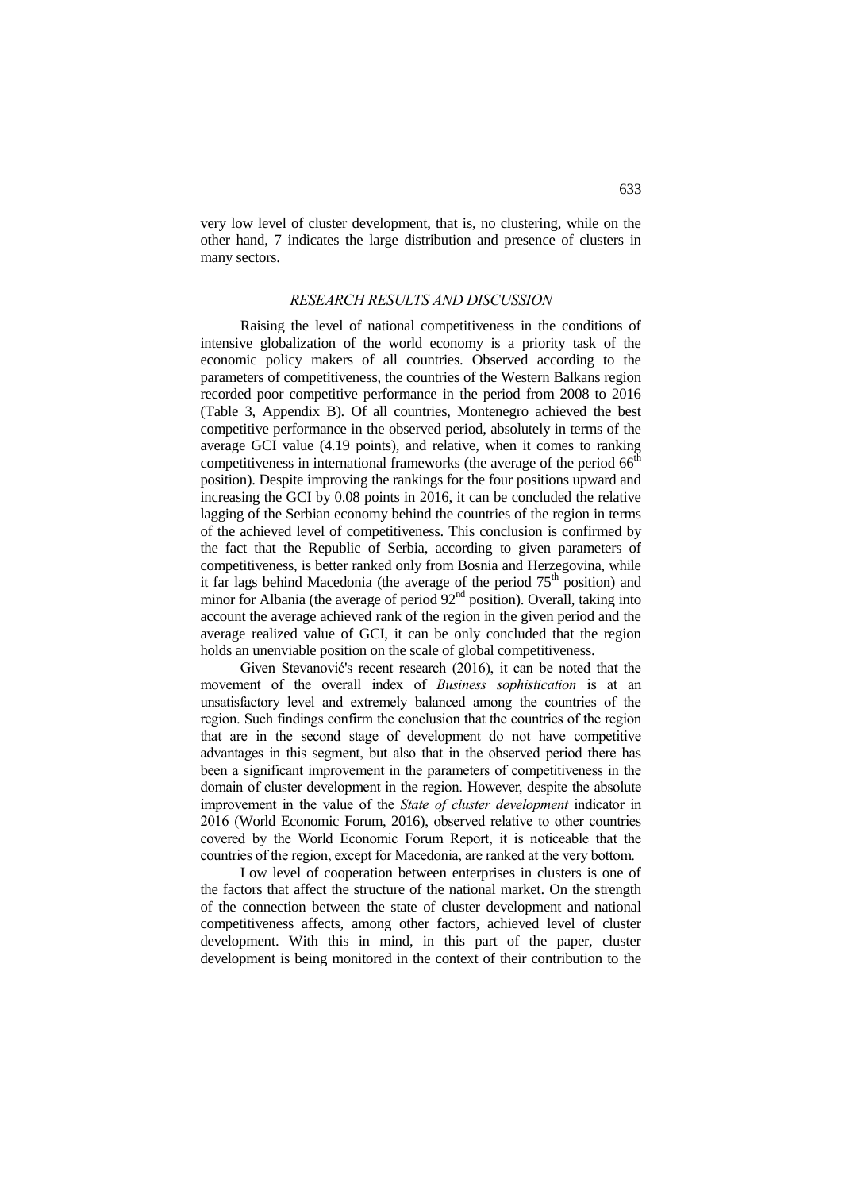very low level of cluster development, that is, no clustering, while on the other hand, 7 indicates the large distribution and presence of clusters in many sectors.

### *RESEARCH RESULTS AND DISCUSSION*

Raising the level of national competitiveness in the conditions of intensive globalization of the world economy is a priority task of the economic policy makers of all countries. Observed according to the parameters of competitiveness, the countries of the Western Balkans region recorded poor competitive performance in the period from 2008 to 2016 (Table 3, Appendix B). Of all countries, Montenegro achieved the best competitive performance in the observed period, absolutely in terms of the average GCI value (4.19 points), and relative, when it comes to ranking competitiveness in international frameworks (the average of the period 66th position). Despite improving the rankings for the four positions upward and increasing the GCI by 0.08 points in 2016, it can be concluded the relative lagging of the Serbian economy behind the countries of the region in terms of the achieved level of competitiveness. This conclusion is confirmed by the fact that the Republic of Serbia, according to given parameters of competitiveness, is better ranked only from Bosnia and Herzegovina, while it far lags behind Macedonia (the average of the period 75th position) and minor for Albania (the average of period 92nd position). Overall, taking into account the average achieved rank of the region in the given period and the average realized value of GCI, it can be only concluded that the region holds an unenviable position on the scale of global competitiveness.

Given Stevanović's recent research (2016), it can be noted that the movement of the overall index of *Business sophistication* is at an unsatisfactory level and extremely balanced among the countries of the region. Such findings confirm the conclusion that the countries of the region that are in the second stage of development do not have competitive advantages in this segment, but also that in the observed period there has been a significant improvement in the parameters of competitiveness in the domain of cluster development in the region. However, despite the absolute improvement in the value of the *State of cluster development* indicator in 2016 (World Economic Forum, 2016), observed relative to other countries covered by the World Economic Forum Report, it is noticeable that the countries of the region, except for Macedonia, are ranked at the very bottom.

Low level of cooperation between enterprises in clusters is one of the factors that affect the structure of the national market. On the strength of the connection between the state of cluster development and national competitiveness affects, among other factors, achieved level of cluster development. With this in mind, in this part of the paper, cluster development is being monitored in the context of their contribution to the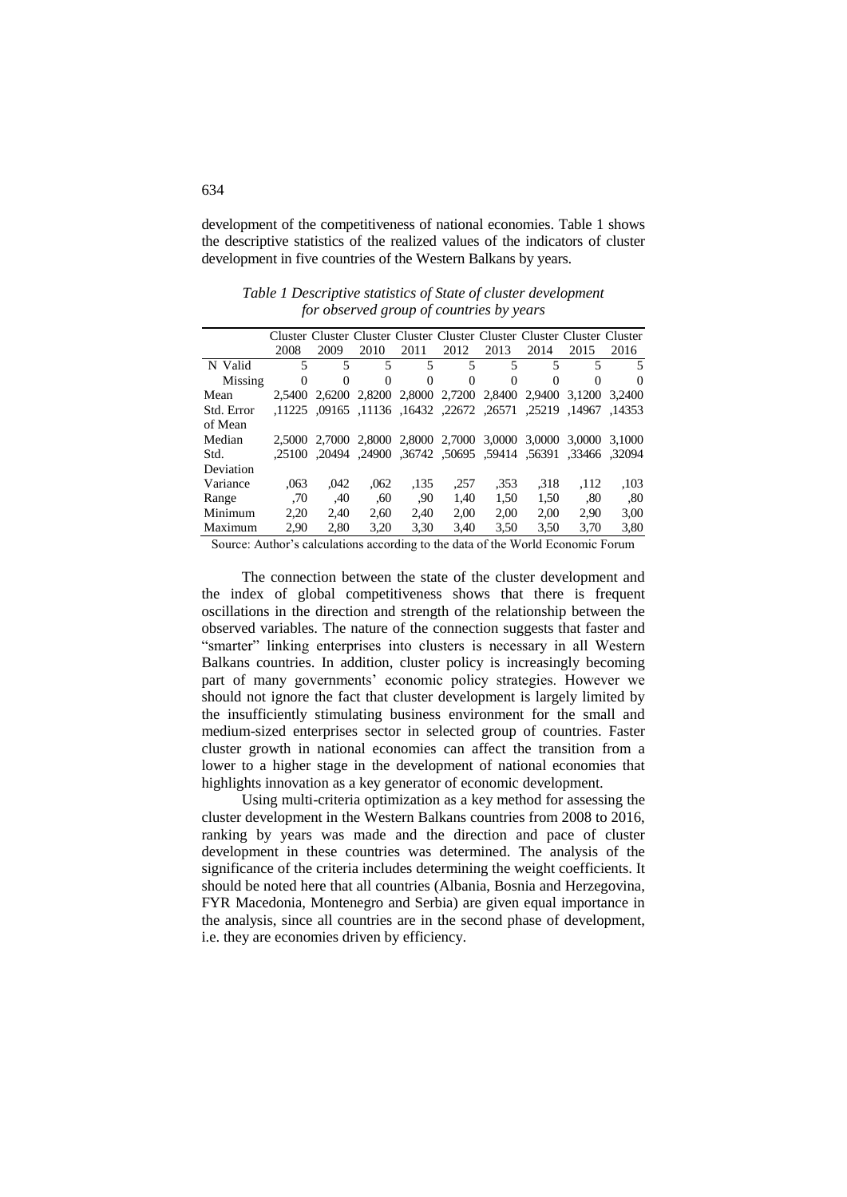development of the competitiveness of national economies. Table 1 shows the descriptive statistics of the realized values of the indicators of cluster development in five countries of the Western Balkans by years.

*Table 1 Descriptive statistics of State of cluster development for observed group of countries by years*

| | | Cluster 2008 | Cluster 2009 | Cluster 2010 | Cluster 2011 | Cluster 2012 | Cluster 2013 | Cluster 2014 | Cluster 2015 | Cluster 2016 |
|---|---|---|---|---|---|---|---|---|---|---|
| N | Valid | 5 | 5 | 5 | 5 | 5 | 5 | 5 | 5 | 5 |
| | Missing | 0 | 0 | 0 | 0 | 0 | 0 | 0 | 0 | 0 |
| Mean | | 2,5400 | 2,6200 | 2,8200 | 2,8000 | 2,7200 | 2,8400 | 2,9400 | 3,1200 | 3,2400 |
| Std. Error of Mean | | ,11225 | ,09165 | ,11136 | ,16432 | ,22672 | ,26571 | ,25219 | ,14967 | ,14353 |
| Median | | 2,5000 | 2,7000 | 2,8000 | 2,8000 | 2,7000 | 3,0000 | 3,0000 | 3,0000 | 3,1000 |
| Std. Deviation | | ,25100 | ,20494 | ,24900 | ,36742 | ,50695 | ,59414 | ,56391 | ,33466 | ,32094 |
| Variance | | ,063 | ,042 | ,062 | ,135 | ,257 | ,353 | ,318 | ,112 | ,103 |
| Range | | ,70 | ,40 | ,60 | ,90 | 1,40 | 1,50 | 1,50 | ,80 | ,80 |
| Minimum | | 2,20 | 2,40 | 2,60 | 2,40 | 2,00 | 2,00 | 2,00 | 2,90 | 3,00 |
| Maximum | | 2,90 | 2,80 | 3,20 | 3,30 | 3,40 | 3,50 | 3,50 | 3,70 | 3,80 |

Source: Author's calculations according to the data of the World Economic Forum

The connection between the state of the cluster development and the index of global competitiveness shows that there is frequent oscillations in the direction and strength of the relationship between the observed variables. The nature of the connection suggests that faster and "smarter" linking enterprises into clusters is necessary in all Western Balkans countries. In addition, cluster policy is increasingly becoming part of many governments' economic policy strategies. However we should not ignore the fact that cluster development is largely limited by the insufficiently stimulating business environment for the small and medium-sized enterprises sector in selected group of countries. Faster cluster growth in national economies can affect the transition from a lower to a higher stage in the development of national economies that highlights innovation as a key generator of economic development.

Using multi-criteria optimization as a key method for assessing the cluster development in the Western Balkans countries from 2008 to 2016, ranking by years was made and the direction and pace of cluster development in these countries was determined. The analysis of the significance of the criteria includes determining the weight coefficients. It should be noted here that all countries (Albania, Bosnia and Herzegovina, FYR Macedonia, Montenegro and Serbia) are given equal importance in the analysis, since all countries are in the second phase of development, i.e. they are economies driven by efficiency.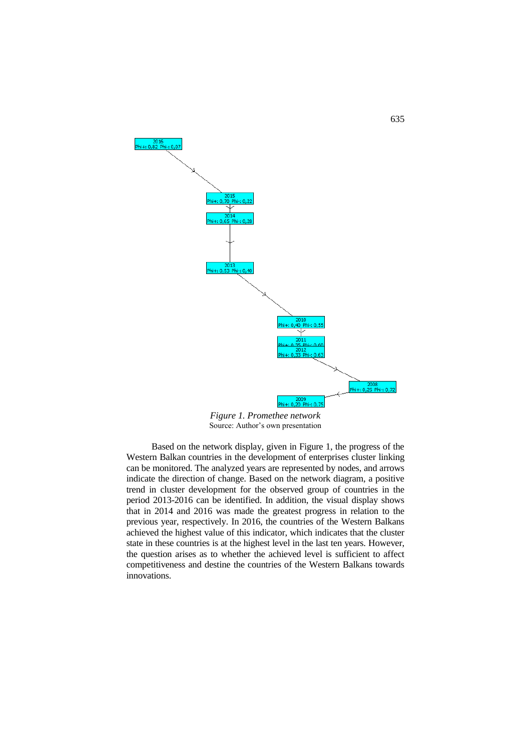*Figure 1. Promethee network*
Source: Author's own presentation

Based on the network display, given in Figure 1, the progress of the Western Balkan countries in the development of enterprises cluster linking can be monitored. The analyzed years are represented by nodes, and arrows indicate the direction of change. Based on the network diagram, a positive trend in cluster development for the observed group of countries in the period 2013-2016 can be identified. In addition, the visual display shows that in 2014 and 2016 was made the greatest progress in relation to the previous year, respectively. In 2016, the countries of the Western Balkans achieved the highest value of this indicator, which indicates that the cluster state in these countries is at the highest level in the last ten years. However, the question arises as to whether the achieved level is sufficient to affect competitiveness and destine the countries of the Western Balkans towards innovations.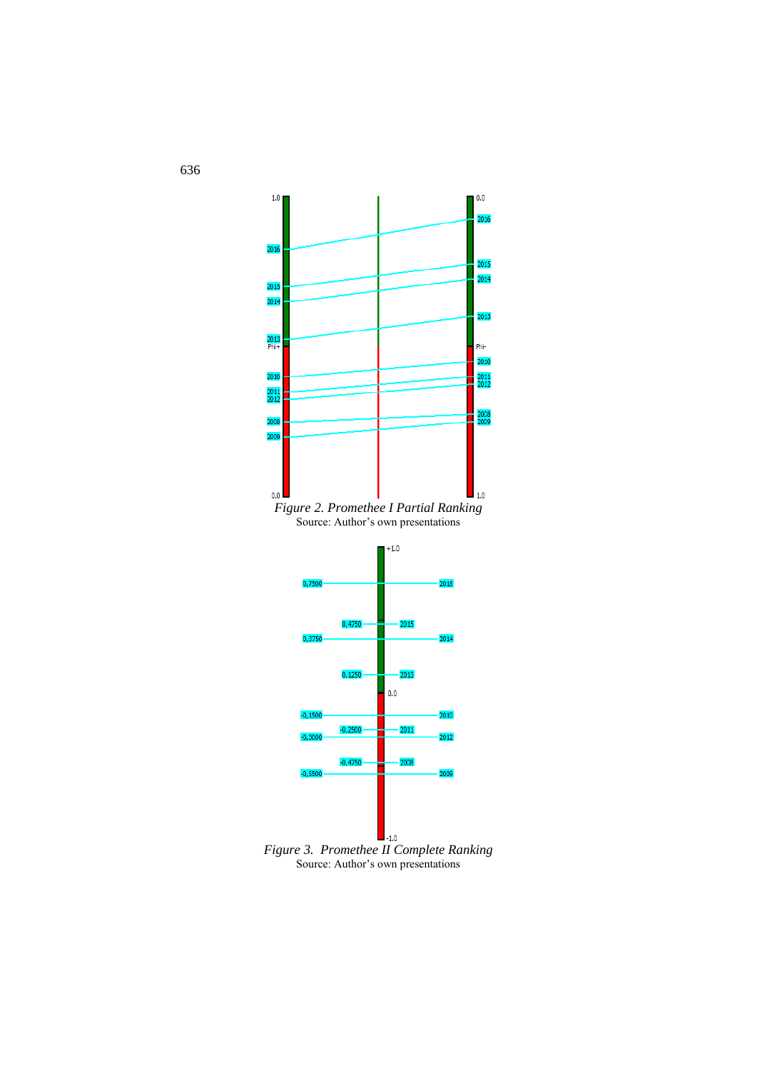*Figure 2. Promethee I Partial Ranking*

Source: Author's own presentations

*Figure 3. Promethee II Complete Ranking*

Source: Author's own presentations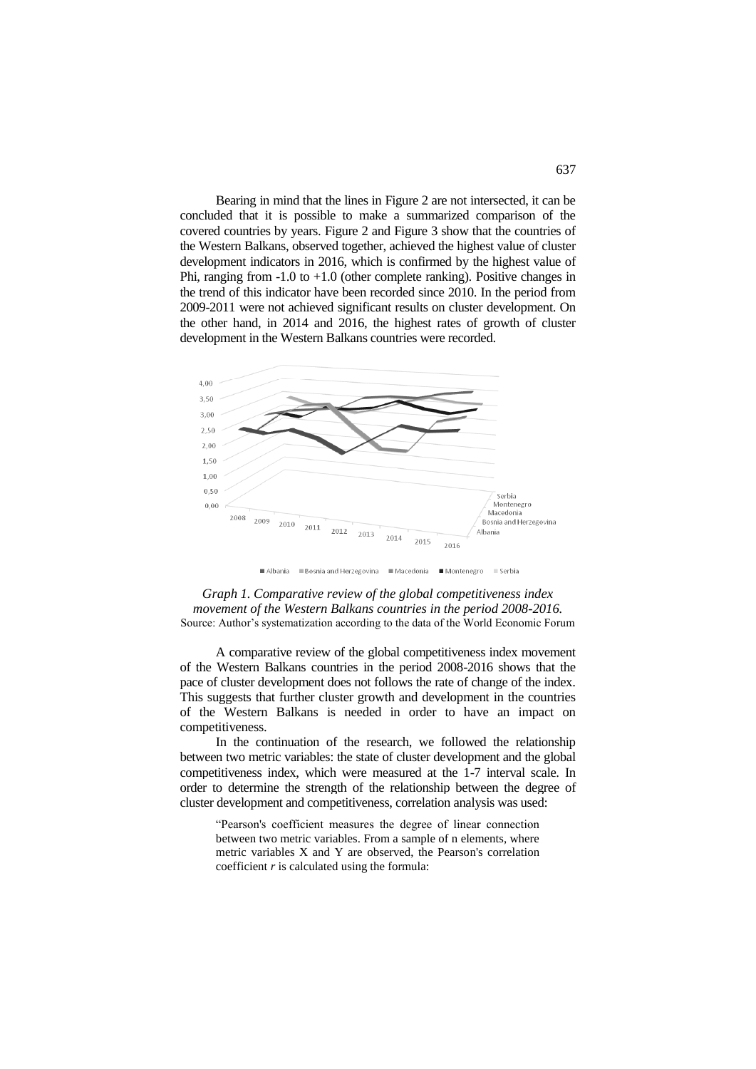Bearing in mind that the lines in Figure 2 are not intersected, it can be concluded that it is possible to make a summarized comparison of the covered countries by years. Figure 2 and Figure 3 show that the countries of the Western Balkans, observed together, achieved the highest value of cluster development indicators in 2016, which is confirmed by the highest value of Phi, ranging from -1.0 to +1.0 (other complete ranking). Positive changes in the trend of this indicator have been recorded since 2010. In the period from 2009-2011 were not achieved significant results on cluster development. On the other hand, in 2014 and 2016, the highest rates of growth of cluster development in the Western Balkans countries were recorded.

*Graph 1. Comparative review of the global competitiveness index movement of the Western Balkans countries in the period 2008-2016.*
Source: Author's systematization according to the data of the World Economic Forum

A comparative review of the global competitiveness index movement of the Western Balkans countries in the period 2008-2016 shows that the pace of cluster development does not follows the rate of change of the index. This suggests that further cluster growth and development in the countries of the Western Balkans is needed in order to have an impact on competitiveness.

In the continuation of the research, we followed the relationship between two metric variables: the state of cluster development and the global competitiveness index, which were measured at the 1-7 interval scale. In order to determine the strength of the relationship between the degree of cluster development and competitiveness, correlation analysis was used:

> "Pearson's coefficient measures the degree of linear connection between two metric variables. From a sample of n elements, where metric variables X and Y are observed, the Pearson's correlation coefficient *r* is calculated using the formula: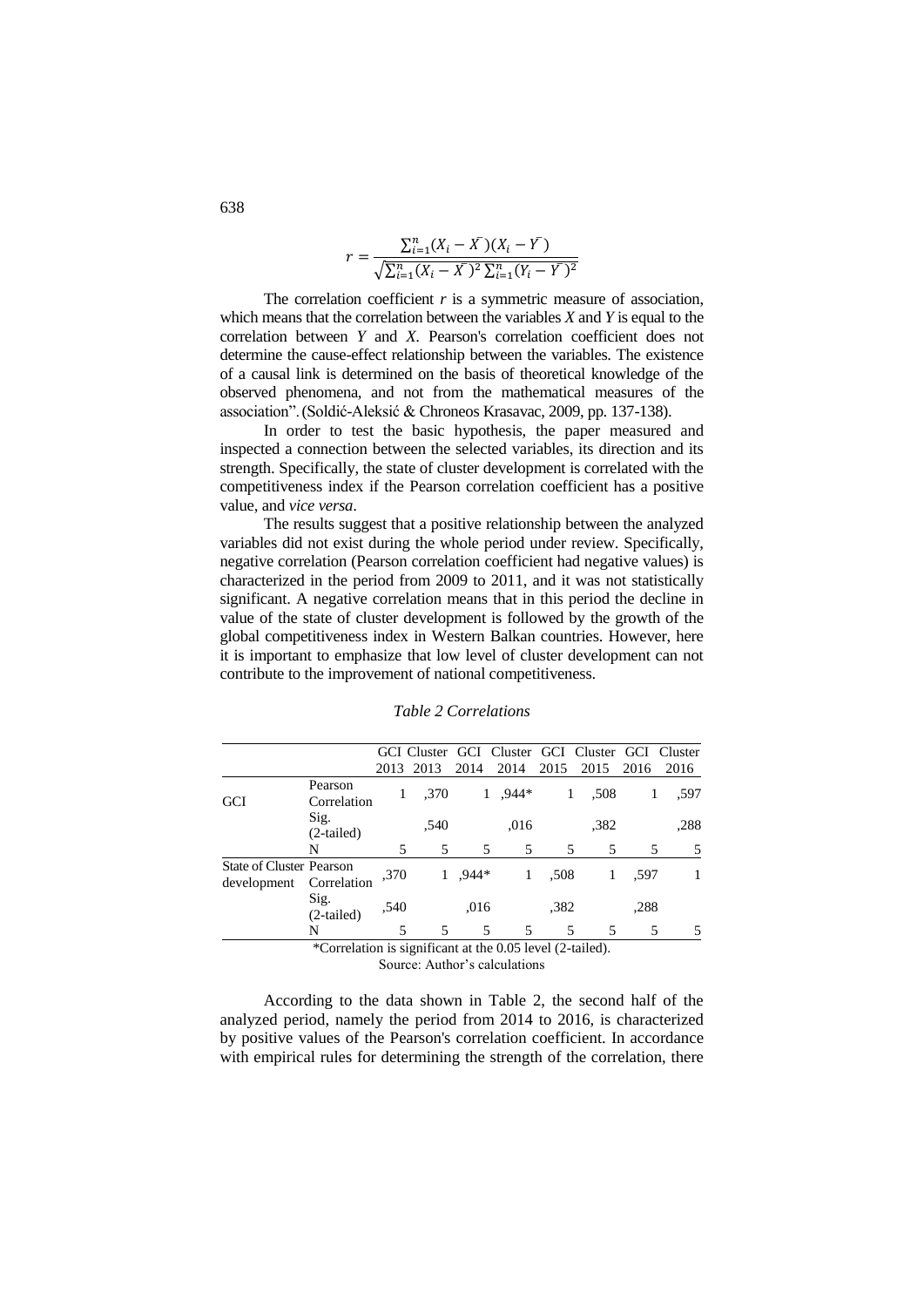$$r = \frac{\sum_{i=1}^{n}(X_i - \bar{X})(X_i - \bar{Y})}{\sqrt{\sum_{i=1}^{n}(X_i - \bar{X})^2 \sum_{i=1}^{n}(Y_i - \bar{Y})^2}}$$

The correlation coefficient $r$ is a symmetric measure of association, which means that the correlation between the variables $X$ and $Y$ is equal to the correlation between $Y$ and $X$. Pearson's correlation coefficient does not determine the cause-effect relationship between the variables. The existence of a causal link is determined on the basis of theoretical knowledge of the observed phenomena, and not from the mathematical measures of the association". (Soldić-Aleksić & Chroneos Krasavac, 2009, pp. 137-138).

In order to test the basic hypothesis, the paper measured and inspected a connection between the selected variables, its direction and its strength. Specifically, the state of cluster development is correlated with the competitiveness index if the Pearson correlation coefficient has a positive value, and *vice versa*.

The results suggest that a positive relationship between the analyzed variables did not exist during the whole period under review. Specifically, negative correlation (Pearson correlation coefficient had negative values) is characterized in the period from 2009 to 2011, and it was not statistically significant. A negative correlation means that in this period the decline in value of the state of cluster development is followed by the growth of the global competitiveness index in Western Balkan countries. However, here it is important to emphasize that low level of cluster development can not contribute to the improvement of national competitiveness.

*Table 2 Correlations*

| | | GCI 2013 | Cluster 2013 | GCI 2014 | Cluster 2014 | GCI 2015 | Cluster 2015 | GCI 2016 | Cluster 2016 |
|---|---|---|---|---|---|---|---|---|---|
| GCI | Pearson Correlation | 1 | ,370 | 1 | ,944* | 1 | ,508 | 1 | ,597 |
| | Sig. (2-tailed) | | ,540 | | ,016 | | ,382 | | ,288 |
| | N | 5 | 5 | 5 | 5 | 5 | 5 | 5 | 5 |
| State of Cluster development | Pearson Correlation | ,370 | 1 | ,944* | 1 | ,508 | 1 | ,597 | 1 |
| | Sig. (2-tailed) | ,540 | | ,016 | | ,382 | | ,288 | |
| | N | 5 | 5 | 5 | 5 | 5 | 5 | 5 | 5 |

*Correlation is significant at the 0.05 level (2-tailed).

Source: Author's calculations

According to the data shown in Table 2, the second half of the analyzed period, namely the period from 2014 to 2016, is characterized by positive values of the Pearson's correlation coefficient. In accordance with empirical rules for determining the strength of the correlation, there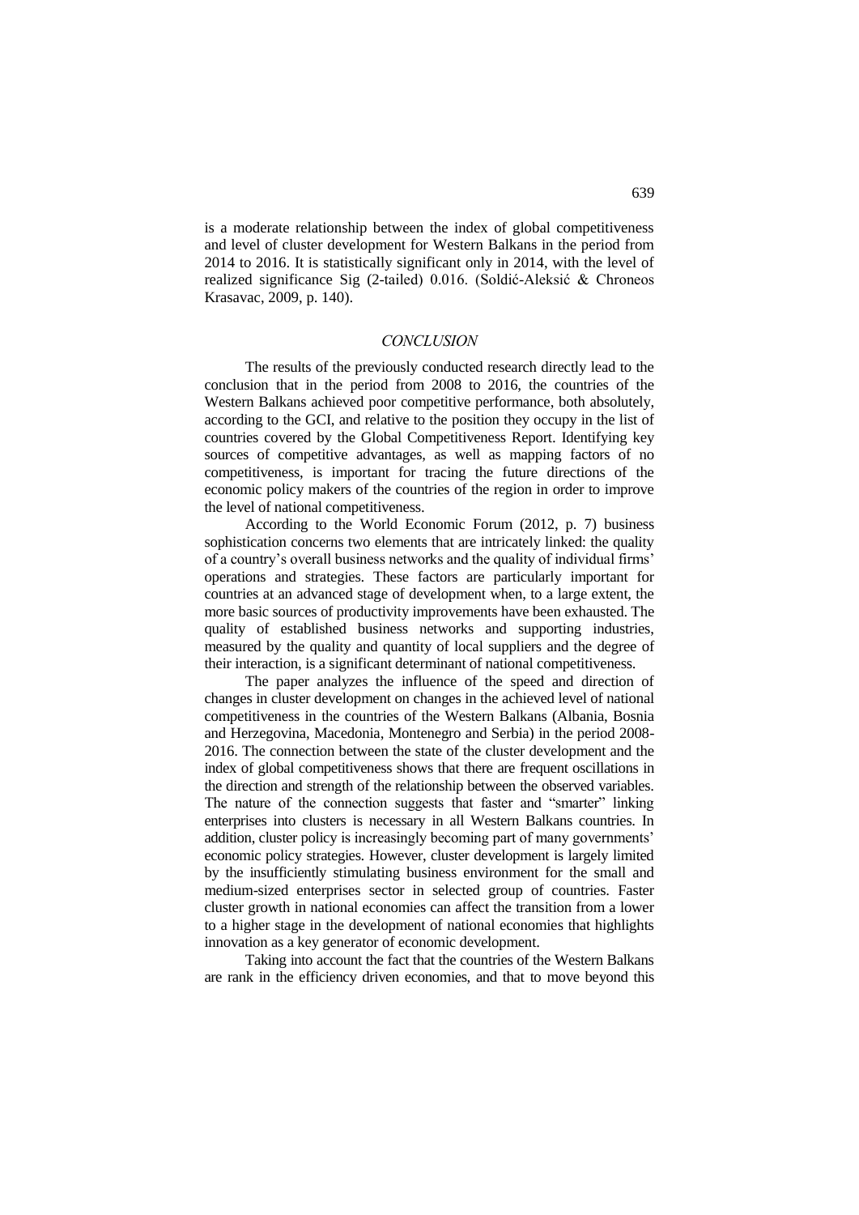is a moderate relationship between the index of global competitiveness and level of cluster development for Western Balkans in the period from 2014 to 2016. It is statistically significant only in 2014, with the level of realized significance Sig (2-tailed) 0.016. (Soldić-Aleksić & Chroneos Krasavac, 2009, p. 140).

## *CONCLUSION*

The results of the previously conducted research directly lead to the conclusion that in the period from 2008 to 2016, the countries of the Western Balkans achieved poor competitive performance, both absolutely, according to the GCI, and relative to the position they occupy in the list of countries covered by the Global Competitiveness Report. Identifying key sources of competitive advantages, as well as mapping factors of no competitiveness, is important for tracing the future directions of the economic policy makers of the countries of the region in order to improve the level of national competitiveness.

According to the World Economic Forum (2012, p. 7) business sophistication concerns two elements that are intricately linked: the quality of a country's overall business networks and the quality of individual firms' operations and strategies. These factors are particularly important for countries at an advanced stage of development when, to a large extent, the more basic sources of productivity improvements have been exhausted. The quality of established business networks and supporting industries, measured by the quality and quantity of local suppliers and the degree of their interaction, is a significant determinant of national competitiveness.

The paper analyzes the influence of the speed and direction of changes in cluster development on changes in the achieved level of national competitiveness in the countries of the Western Balkans (Albania, Bosnia and Herzegovina, Macedonia, Montenegro and Serbia) in the period 2008-2016. The connection between the state of the cluster development and the index of global competitiveness shows that there are frequent oscillations in the direction and strength of the relationship between the observed variables. The nature of the connection suggests that faster and "smarter" linking enterprises into clusters is necessary in all Western Balkans countries. In addition, cluster policy is increasingly becoming part of many governments' economic policy strategies. However, cluster development is largely limited by the insufficiently stimulating business environment for the small and medium-sized enterprises sector in selected group of countries. Faster cluster growth in national economies can affect the transition from a lower to a higher stage in the development of national economies that highlights innovation as a key generator of economic development.

Taking into account the fact that the countries of the Western Balkans are rank in the efficiency driven economies, and that to move beyond this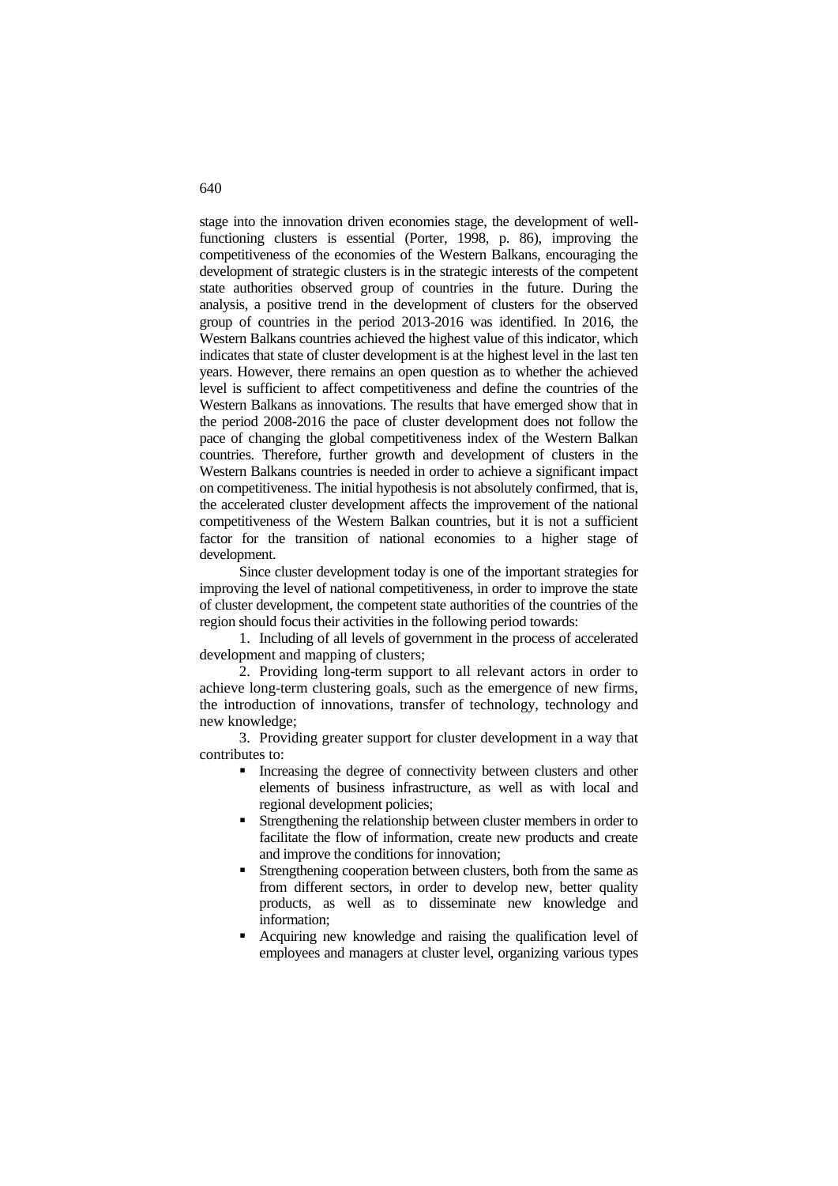stage into the innovation driven economies stage, the development of well-functioning clusters is essential (Porter, 1998, p. 86), improving the competitiveness of the economies of the Western Balkans, encouraging the development of strategic clusters is in the strategic interests of the competent state authorities observed group of countries in the future. During the analysis, a positive trend in the development of clusters for the observed group of countries in the period 2013-2016 was identified. In 2016, the Western Balkans countries achieved the highest value of this indicator, which indicates that state of cluster development is at the highest level in the last ten years. However, there remains an open question as to whether the achieved level is sufficient to affect competitiveness and define the countries of the Western Balkans as innovations. The results that have emerged show that in the period 2008-2016 the pace of cluster development does not follow the pace of changing the global competitiveness index of the Western Balkan countries. Therefore, further growth and development of clusters in the Western Balkans countries is needed in order to achieve a significant impact on competitiveness. The initial hypothesis is not absolutely confirmed, that is, the accelerated cluster development affects the improvement of the national competitiveness of the Western Balkan countries, but it is not a sufficient factor for the transition of national economies to a higher stage of development.

Since cluster development today is one of the important strategies for improving the level of national competitiveness, in order to improve the state of cluster development, the competent state authorities of the countries of the region should focus their activities in the following period towards:

1. Including of all levels of government in the process of accelerated development and mapping of clusters;
2. Providing long-term support to all relevant actors in order to achieve long-term clustering goals, such as the emergence of new firms, the introduction of innovations, transfer of technology, technology and new knowledge;
3. Providing greater support for cluster development in a way that contributes to:
   - Increasing the degree of connectivity between clusters and other elements of business infrastructure, as well as with local and regional development policies;
   - Strengthening the relationship between cluster members in order to facilitate the flow of information, create new products and create and improve the conditions for innovation;
   - Strengthening cooperation between clusters, both from the same as from different sectors, in order to develop new, better quality products, as well as to disseminate new knowledge and information;
   - Acquiring new knowledge and raising the qualification level of employees and managers at cluster level, organizing various types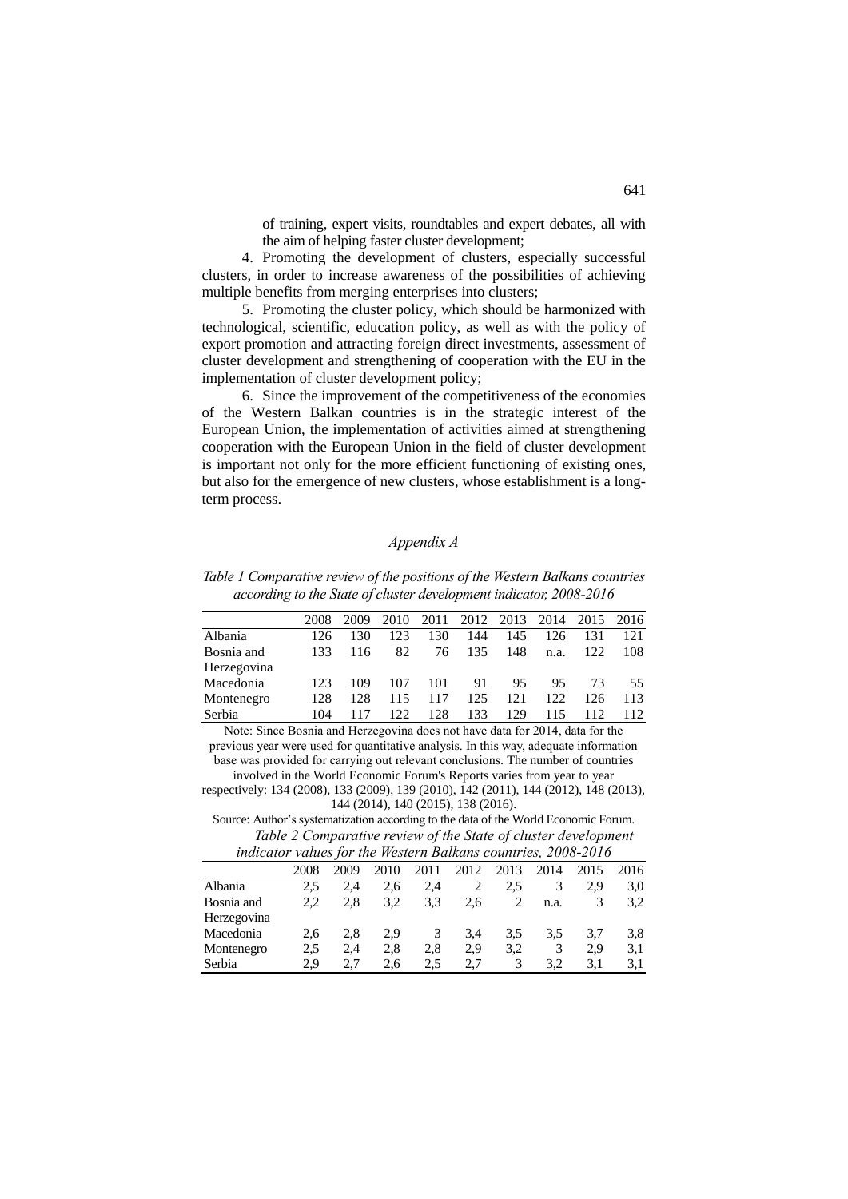of training, expert visits, roundtables and expert debates, all with the aim of helping faster cluster development;

4. Promoting the development of clusters, especially successful clusters, in order to increase awareness of the possibilities of achieving multiple benefits from merging enterprises into clusters;

5. Promoting the cluster policy, which should be harmonized with technological, scientific, education policy, as well as with the policy of export promotion and attracting foreign direct investments, assessment of cluster development and strengthening of cooperation with the EU in the implementation of cluster development policy;

6. Since the improvement of the competitiveness of the economies of the Western Balkan countries is in the strategic interest of the European Union, the implementation of activities aimed at strengthening cooperation with the European Union in the field of cluster development is important not only for the more efficient functioning of existing ones, but also for the emergence of new clusters, whose establishment is a long-term process.

## *Appendix A*

*Table 1 Comparative review of the positions of the Western Balkans countries according to the State of cluster development indicator, 2008-2016*

| | 2008 | 2009 | 2010 | 2011 | 2012 | 2013 | 2014 | 2015 | 2016 |
|---|---|---|---|---|---|---|---|---|---|
| Albania | 126 | 130 | 123 | 130 | 144 | 145 | 126 | 131 | 121 |
| Bosnia and Herzegovina | 133 | 116 | 82 | 76 | 135 | 148 | n.a. | 122 | 108 |
| Macedonia | 123 | 109 | 107 | 101 | 91 | 95 | 95 | 73 | 55 |
| Montenegro | 128 | 128 | 115 | 117 | 125 | 121 | 122 | 126 | 113 |
| Serbia | 104 | 117 | 122 | 128 | 133 | 129 | 115 | 112 | 112 |

Note: Since Bosnia and Herzegovina does not have data for 2014, data for the previous year were used for quantitative analysis. In this way, adequate information base was provided for carrying out relevant conclusions. The number of countries involved in the World Economic Forum's Reports varies from year to year respectively: 134 (2008), 133 (2009), 139 (2010), 142 (2011), 144 (2012), 148 (2013), 144 (2014), 140 (2015), 138 (2016).

Source: Author's systematization according to the data of the World Economic Forum.

*Table 2 Comparative review of the State of cluster development indicator values for the Western Balkans countries, 2008-2016*

| | 2008 | 2009 | 2010 | 2011 | 2012 | 2013 | 2014 | 2015 | 2016 |
|---|---|---|---|---|---|---|---|---|---|
| Albania | 2,5 | 2,4 | 2,6 | 2,4 | 2 | 2,5 | 3 | 2,9 | 3,0 |
| Bosnia and Herzegovina | 2,2 | 2,8 | 3,2 | 3,3 | 2,6 | 2 | n.a. | 3 | 3,2 |
| Macedonia | 2,6 | 2,8 | 2,9 | 3 | 3,4 | 3,5 | 3,5 | 3,7 | 3,8 |
| Montenegro | 2,5 | 2,4 | 2,8 | 2,8 | 2,9 | 3,2 | 3 | 2,9 | 3,1 |
| Serbia | 2,9 | 2,7 | 2,6 | 2,5 | 2,7 | 3 | 3,2 | 3,1 | 3,1 |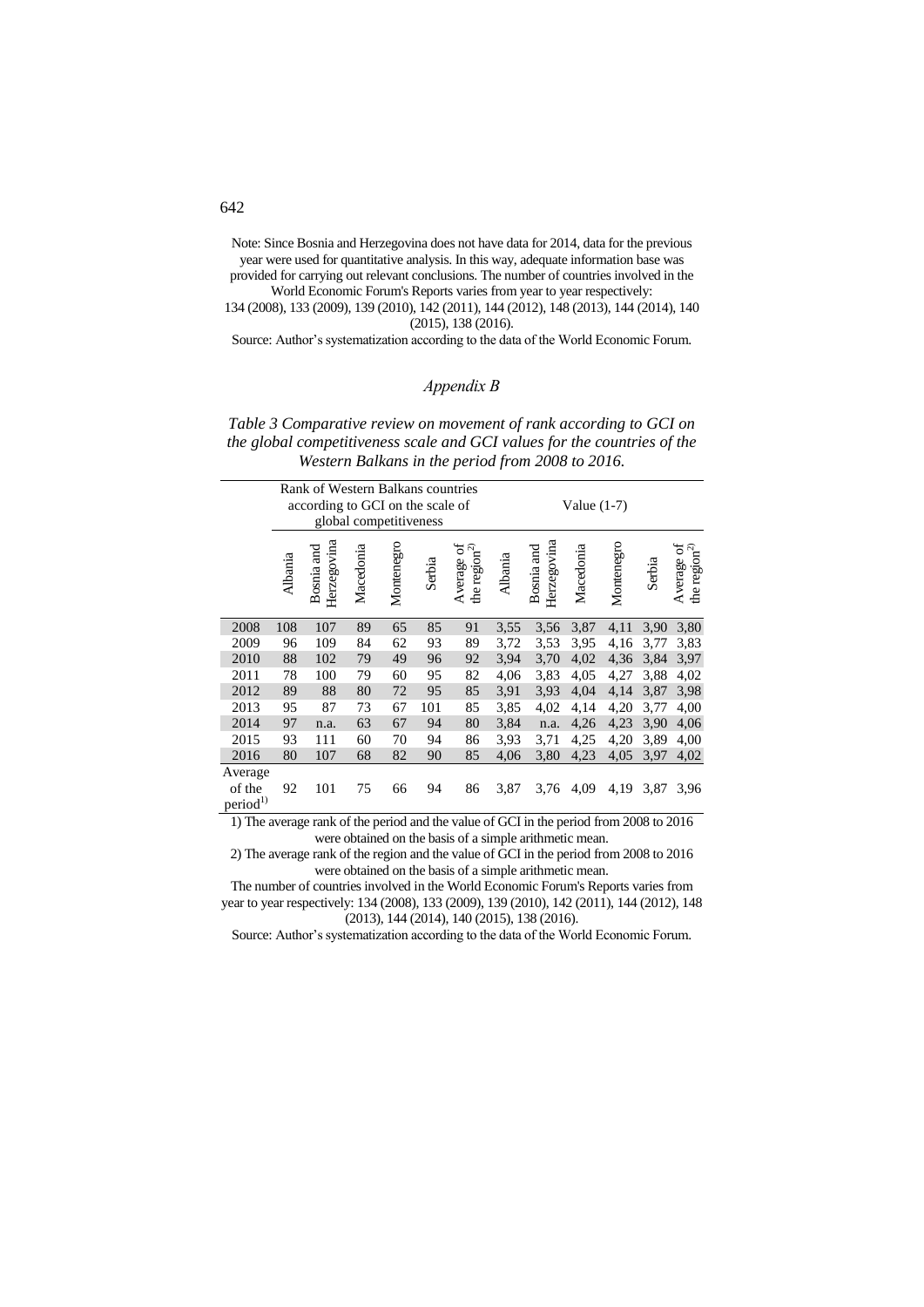Note: Since Bosnia and Herzegovina does not have data for 2014, data for the previous year were used for quantitative analysis. In this way, adequate information base was provided for carrying out relevant conclusions. The number of countries involved in the World Economic Forum's Reports varies from year to year respectively: 134 (2008), 133 (2009), 139 (2010), 142 (2011), 144 (2012), 148 (2013), 144 (2014), 140 (2015), 138 (2016).

Source: Author's systematization according to the data of the World Economic Forum.

## *Appendix B*

*Table 3 Comparative review on movement of rank according to GCI on the global competitiveness scale and GCI values for the countries of the Western Balkans in the period from 2008 to 2016.*

| | Rank of Western Balkans countries according to GCI on the scale of global competitiveness | | | | | | Value (1-7) | | | | | |
|---|---|---|---|---|---|---|---|---|---|---|---|---|
| | Albania | Bosnia and Herzegovina | Macedonia | Montenegro | Serbia | Average of the region[2)] | Albania | Bosnia and Herzegovina | Macedonia | Montenegro | Serbia | Average of the region[2)] |
| 2008 | 108 | 107 | 89 | 65 | 85 | 91 | 3,55 | 3,56 | 3,87 | 4,11 | 3,90 | 3,80 |
| 2009 | 96 | 109 | 84 | 62 | 93 | 89 | 3,72 | 3,53 | 3,95 | 4,16 | 3,77 | 3,83 |
| 2010 | 88 | 102 | 79 | 49 | 96 | 92 | 3,94 | 3,70 | 4,02 | 4,36 | 3,84 | 3,97 |
| 2011 | 78 | 100 | 79 | 60 | 95 | 82 | 4,06 | 3,83 | 4,05 | 4,27 | 3,88 | 4,02 |
| 2012 | 89 | 88 | 80 | 72 | 95 | 85 | 3,91 | 3,93 | 4,04 | 4,14 | 3,87 | 3,98 |
| 2013 | 95 | 87 | 73 | 67 | 101 | 85 | 3,85 | 4,02 | 4,14 | 4,20 | 3,77 | 4,00 |
| 2014 | 97 | n.a. | 63 | 67 | 94 | 80 | 3,84 | n.a. | 4,26 | 4,23 | 3,90 | 4,06 |
| 2015 | 93 | 111 | 60 | 70 | 94 | 86 | 3,93 | 3,71 | 4,25 | 4,20 | 3,89 | 4,00 |
| 2016 | 80 | 107 | 68 | 82 | 90 | 85 | 4,06 | 3,80 | 4,23 | 4,05 | 3,97 | 4,02 |
| Average of the period[1)] | 92 | 101 | 75 | 66 | 94 | 86 | 3,87 | 3,76 | 4,09 | 4,19 | 3,87 | 3,96 |

1) The average rank of the period and the value of GCI in the period from 2008 to 2016 were obtained on the basis of a simple arithmetic mean.

2) The average rank of the region and the value of GCI in the period from 2008 to 2016 were obtained on the basis of a simple arithmetic mean.

The number of countries involved in the World Economic Forum's Reports varies from year to year respectively: 134 (2008), 133 (2009), 139 (2010), 142 (2011), 144 (2012), 148 (2013), 144 (2014), 140 (2015), 138 (2016).

Source: Author's systematization according to the data of the World Economic Forum.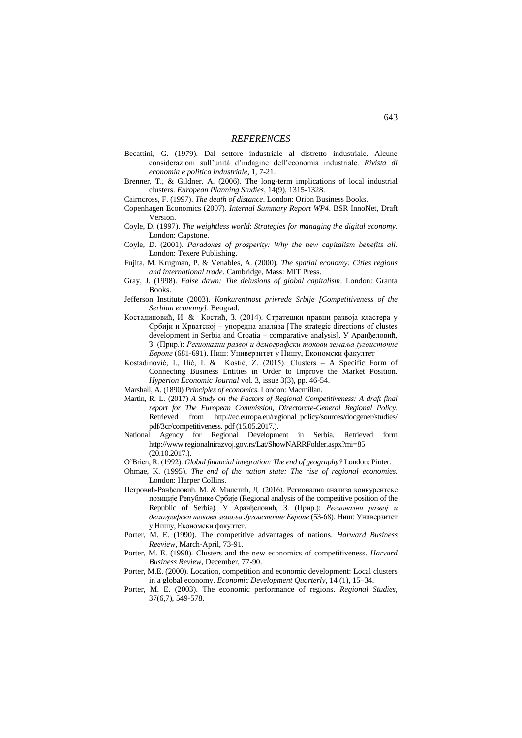## REFERENCES

Becattini, G. (1979). Dal settore industriale al distretto industriale. Alcune considerazioni sull'unità d'indagine dell'economia industriale. *Rivista di economia e politica industriale*, 1, 7-21.

Brenner, T., & Gildner, A. (2006). The long-term implications of local industrial clusters. *European Planning Studies*, 14(9), 1315-1328.

Cairncross, F. (1997). *The death of distance*. London: Orion Business Books.

Copenhagen Economics (2007). *Internal Summary Report WP4*. BSR InnoNet, Draft Version.

Coyle, D. (1997). *The weightless world*: *Strategies for managing the digital economy*. London: Capstone.

Coyle, D. (2001). *Paradoxes of prosperity: Why the new capitalism benefits all*. London: Texere Publishing.

Fujita, M. Krugman, P. & Venables, A. (2000). *The spatial economy: Cities regions and international trade*. Cambridge, Mass: MIT Press.

Gray, J. (1998). *False dawn: The delusions of global capitalism*. London: Granta Books.

Jefferson Institute (2003). *Konkurentnost privrede Srbije [Competitiveness of the Serbian economy]*. Beograd.

Костадиновић, И. & Костић, З. (2014). Стратешки правци развоја кластера у Србији и Хрватској – упоредна анализа [The strategic directions of clustes development in Serbia and Croatia – comparative analysis], У Аранђеловић, З. (Прир.): *Регионални развој и демографски токови земаља југоисточне Европе* (681-691). Ниш: Универзитет у Нишу, Економски факултет

Kostadinović, I., Ilić, I. & Kostić, Z. (2015). Clusters – A Specific Form of Connecting Business Entities in Order to Improve the Market Position. *Hyperion Economic Journal* vol. 3, issue 3(3), pp. 46-54.

Marshall, A. (1890) *Principles of economics.* London: Macmillan.

Martin, R. L. (2017) *A Study on the Factors of Regional Competitiveness: A draft final report for The European Commission, Directorate-General Regional Policy.* Retrieved from http://ec.europa.eu/regional_policy/sources/docgener/studies/pdf/3cr/competitiveness. pdf (15.05.2017.).

National Agency for Regional Development in Serbia. Retrieved form http://www.regionalnirazvoj.gov.rs/Lat/ShowNARRFolder.aspx?mi=85 (20.10.2017.).

O'Brien, R. (1992). *Global financial integration: The end of geography?* London: Pinter.

Ohmae, K. (1995). *The end of the nation state: The rise of regional economies.* London: Harper Collins.

Петровић-Ранђеловић, М. & Милетић, Д. (2016). Регионална анализа конкурентске позиције Републике Србије (Regional analysis of the competitive position of the Republic of Serbia). У Аранђеловић, З. (Прир.): *Регионални развој и демографски токови земаља Југоисточне Европе* (53-68). Ниш: Универзитет у Нишу, Економски факултет.

Porter, M. E. (1990). The competitive advantages of nations. *Harward Business Reeview*, March-April, 73-91.

Porter, M. E. (1998). Clusters and the new economics of competitiveness. *Harvard Business Review*, December, 77-90.

Porter, M.E. (2000). Location, competition and economic development: Local clusters in a global economy. *Economic Development Quarterly*, 14 (1), 15–34.

Porter, M. E. (2003). The economic performance of regions. *Regional Studies*, 37(6,7), 549-578.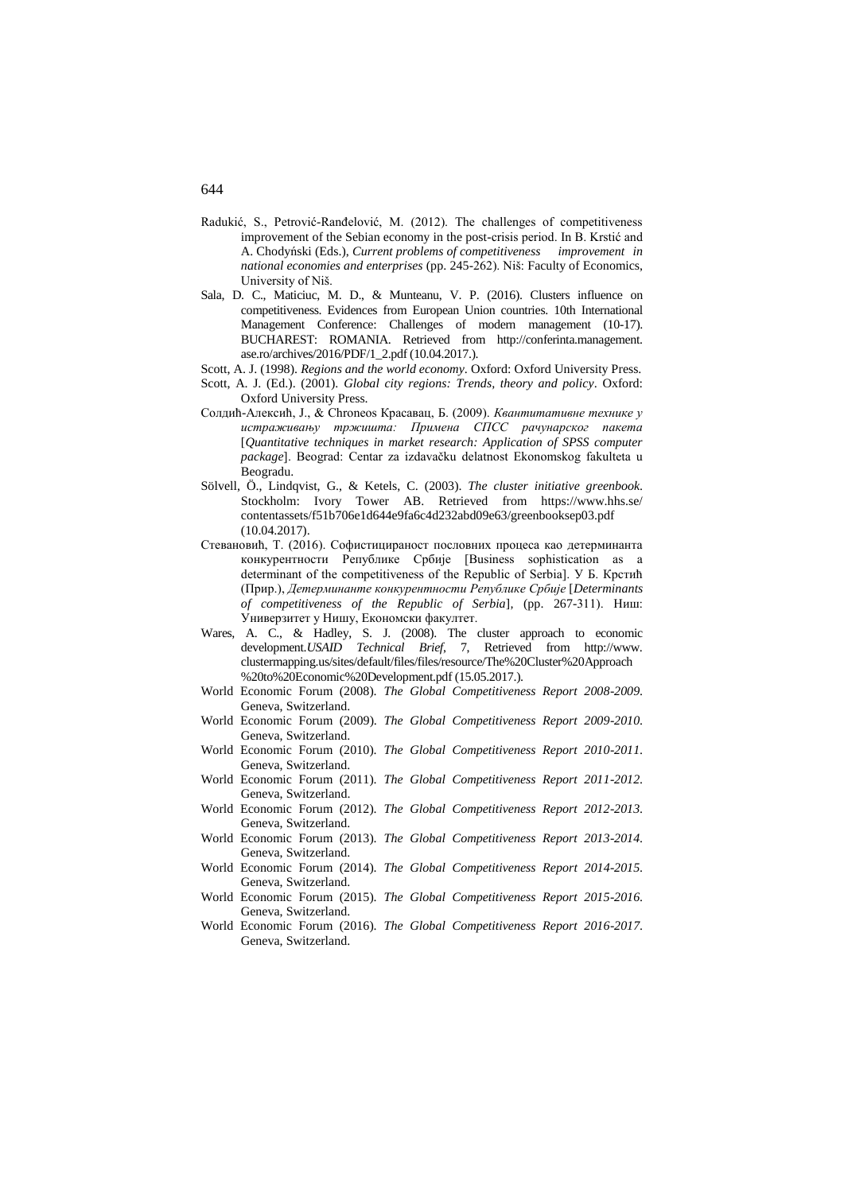Radukić, S., Petrović-Ranđelović, M. (2012). The challenges of competitiveness improvement of the Sebian economy in the post-crisis period. In B. Krstić and A. Chodyński (Eds.), *Current problems of competitiveness improvement in national economies and enterprises* (pp. 245-262). Niš: Faculty of Economics, University of Niš.

Sala, D. C., Maticiuc, M. D., & Munteanu, V. P. (2016). Clusters influence on competitiveness. Evidences from European Union countries. 10th International Management Conference: Challenges of modern management (10-17). BUCHAREST: ROMANIA. Retrieved from http://conferinta.management.ase.ro/archives/2016/PDF/1_2.pdf (10.04.2017.).

Scott, A. J. (1998). *Regions and the world economy*. Oxford: Oxford University Press.

Scott, A. J. (Ed.). (2001). *Global city regions: Trends, theory and policy*. Oxford: Oxford University Press.

Солдић-Алексић, Ј., & Chroneos Красавац, Б. (2009). *Квантитативне технике у истраживању тржишта: Примена СПСС рачунарског пакета* [*Quantitative techniques in market research: Application of SPSS computer package*]. Beograd: Centar za izdavačku delatnost Ekonomskog fakulteta u Beogradu.

Sölvell, Ö., Lindqvist, G., & Ketels, C. (2003). *The cluster initiative greenbook*. Stockholm: Ivory Tower AB. Retrieved from https://www.hhs.se/contentassets/f51b706e1d644e9fa6c4d232abd09e63/greenbooksep03.pdf (10.04.2017).

Стевановић, Т. (2016). Софистицираност пословних процеса као детерминанта конкурентности Републике Србије [Business sophistication as a determinant of the competitiveness of the Republic of Serbia]. У Б. Крстић (Прир.), *Детерминанте конкурентности Републике Србије* [*Determinants of competitiveness of the Republic of Serbia*], (pp. 267-311). Ниш: Универзитет у Нишу, Економски факултет.

Wares, A. C., & Hadley, S. J. (2008). The cluster approach to economic development.*USAID Technical Brief*, 7, Retrieved from http://www.clustermapping.us/sites/default/files/files/resource/The%20Cluster%20Approach%20to%20Economic%20Development.pdf (15.05.2017.).

World Economic Forum (2008). *The Global Competitiveness Report 2008-2009*. Geneva, Switzerland.

World Economic Forum (2009). *The Global Competitiveness Report 2009-2010*. Geneva, Switzerland.

World Economic Forum (2010). *The Global Competitiveness Report 2010-2011*. Geneva, Switzerland.

World Economic Forum (2011). *The Global Competitiveness Report 2011-2012*. Geneva, Switzerland.

World Economic Forum (2012). *The Global Competitiveness Report 2012-2013*. Geneva, Switzerland.

World Economic Forum (2013). *The Global Competitiveness Report 2013-2014*. Geneva, Switzerland.

World Economic Forum (2014). *The Global Competitiveness Report 2014-2015*. Geneva, Switzerland.

World Economic Forum (2015). *The Global Competitiveness Report 2015-2016*. Geneva, Switzerland.

World Economic Forum (2016). *The Global Competitiveness Report 2016-2017*. Geneva, Switzerland.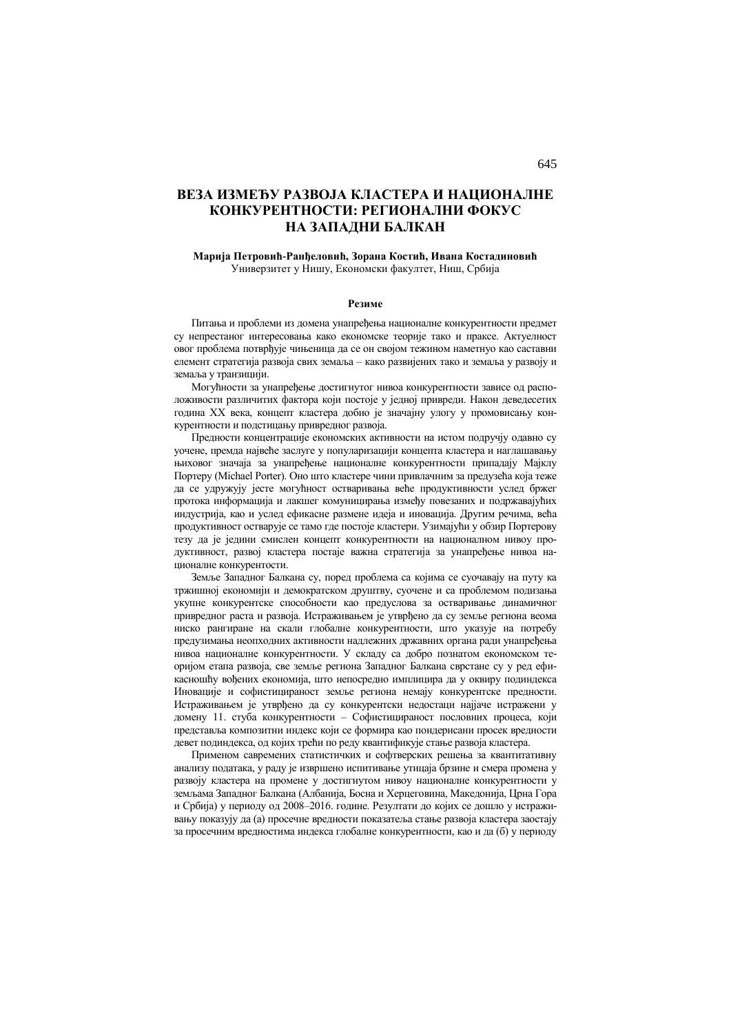# ВЕЗА ИЗМЕЂУ РАЗВОЈА КЛАСТЕРА И НАЦИОНАЛНЕ КОНКУРЕНТНОСТИ: РЕГИОНАЛНИ ФОКУС НА ЗАПАДНИ БАЛКАН

**Марија Петровић-Ранђеловић, Зорана Костић, Ивана Костадиновић**
Универзитет у Нишу, Економски факултет, Ниш, Србија

**Резиме**

Питања и проблеми из домена унапређења националне конкурентности предмет су непрестаног интересовања како економске теорије тако и праксе. Актуелност овог проблема потврђује чињеница да се он својом тежином наметнуо као саставни елемент стратегија развоја свих земаља – како развијених тако и земаља у развоју и земаља у транзицији.

Могућности за унапређење достигнутог нивоа конкурентности зависе од расположивости различитих фактора који постоје у једној привреди. Након деведесетих година XX века, концепт кластера добио је значајну улогу у промовисању конкурентности и подстицању привредног развоја.

Предности концентрације економских активности на истом подручју одавно су уочене, премда највеће заслуге у популаризацији концепта кластера и наглашавању њиховог значаја за унапређење националне конкурентности припадају Мајклу Портеру (Michael Porter). Оно што кластере чини привлачним за предузећа која теже да се удружују јесте могућност остваривања веће продуктивности услед бржег протока информација и лакшег комуницирања између повезаних и подржавајућих индустрија, као и услед ефикасне размене идеја и иновација. Другим речима, већа продуктивност остварује се тамо где постоје кластери. Узимајући у обзир Портерову тезу да је једини смислен концепт конкурентности на националном нивоу продуктивност, развој кластера постаје важна стратегија за унапређење нивоа националне конкурентности.

Земље Западног Балкана су, поред проблема са којима се суочавају на путу ка тржишној економији и демократском друштву, суочене и са проблемом подизања укупне конкурентске способности као предуслова за остваривање динамичног привредног раста и развоја. Истраживањем је утврђено да су земље региона веома ниско рангиране на скали глобалне конкурентности, што указује на потребу предузимања неопходних активности надлежних државних органа ради унапређења нивоа националне конкурентности. У складу са добро познатом економском теоријом етапа развоја, све земље региона Западног Балкана сврстане су у ред ефикасношћу вођених економија, што непосредно имплицира да у оквиру подиндекса Иновације и софистицираност земље региона немају конкурентске предности. Истраживањем је утврђено да су конкурентски недостаци најјаче истражени у домену 11. стуба конкурентности – Софистицираност пословних процеса, који представља композитни индекс који се формира као пондерисани просек вредности девет подиндекса, од којих трећи по реду квантификује стање развоја кластера.

Применом савремених статистичких и софтверских решења за квантитативну анализу података, у раду је извршено испитивање утицаја брзине и смера промена у развоју кластера на промене у достигнутом нивоу националне конкурентности у земљама Западног Балкана (Албанија, Босна и Херцеговина, Македонија, Црна Гора и Србија) у периоду од 2008–2016. године. Резултати до којих се дошло у истраживању показују да (а) просечне вредности показатеља стање развоја кластера заостају за просечним вредностима индекса глобалне конкурентности, као и да (б) у периоду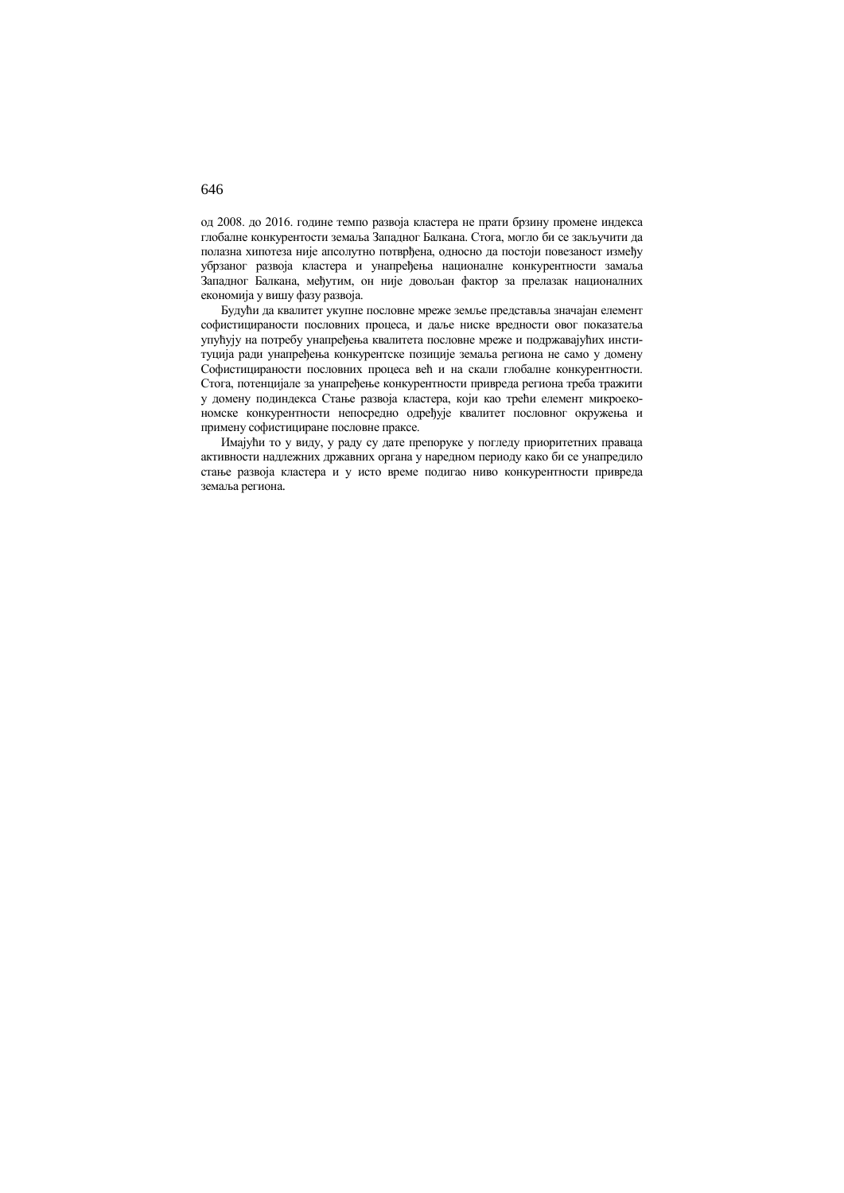од 2008. до 2016. године темпо развоја кластера не прати брзину промене индекса глобалне конкурентости земаља Западног Балкана. Стога, могло би се закључити да полазна хипотеза није апсолутно потврђена, односно да постоји повезаност између убрзаног развоја кластера и унапређења националне конкурентности замаља Западног Балкана, међутим, он није довољан фактор за прелазак националних економија у вишу фазу развоја.

Будући да квалитет укупне пословне мреже земље представља значајан елемент софистицираности пословних процеса, и даље ниске вредности овог показатеља упућују на потребу унапређења квалитета пословне мреже и подржавајућих институција ради унапређења конкурентске позиције земаља региона не само у домену Софистицираности пословних процеса већ и на скали глобалне конкурентности. Стога, потенцијале за унапређење конкурентности привреда региона треба тражити у домену подиндекса Стање развоја кластера, који као трећи елемент микроекономске конкурентности непосредно одређује квалитет пословног окружења и примену софистициране пословне праксе.

Имајући то у виду, у раду су дате препоруке у погледу приоритетних праваца активности надлежних државних органа у наредном периоду како би се унапредило стање развоја кластера и у исто време подигао ниво конкурентности привреда земаља региона.